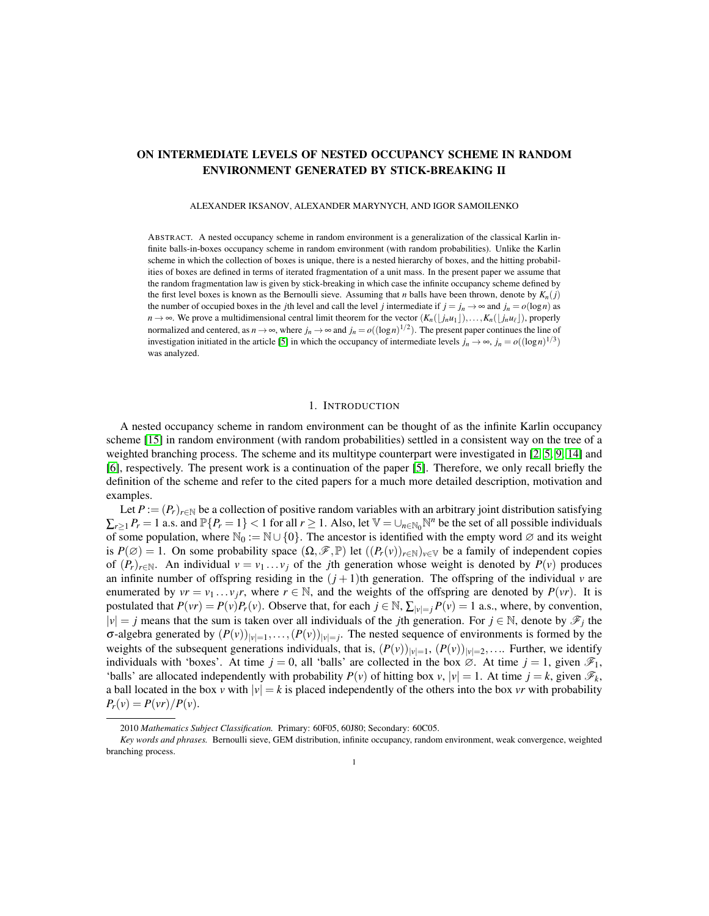# ON INTERMEDIATE LEVELS OF NESTED OCCUPANCY SCHEME IN RANDOM ENVIRONMENT GENERATED BY STICK-BREAKING II

ALEXANDER IKSANOV, ALEXANDER MARYNYCH, AND IGOR SAMOILENKO

ABSTRACT. A nested occupancy scheme in random environment is a generalization of the classical Karlin infinite balls-in-boxes occupancy scheme in random environment (with random probabilities). Unlike the Karlin scheme in which the collection of boxes is unique, there is a nested hierarchy of boxes, and the hitting probabilities of boxes are defined in terms of iterated fragmentation of a unit mass. In the present paper we assume that the random fragmentation law is given by stick-breaking in which case the infinite occupancy scheme defined by the first level boxes is known as the Bernoulli sieve. Assuming that $n$ balls have been thrown, denote by $K_n(j)$ the number of occupied boxes in the $j$th level and call the level $j$ intermediate if $j = j_n \to \infty$ and $j_n = o(\log n)$ as $n \to \infty$. We prove a multidimensional central limit theorem for the vector $(K_n(\lfloor j_n u_1 \rfloor), \dots, K_n(\lfloor j_n u_\ell \rfloor))$, properly normalized and centered, as $n \to \infty$, where $j_n \to \infty$ and $j_n = o((\log n)^{1/2})$. The present paper continues the line of investigation initiated in the article [5] in which the occupancy of intermediate levels $j_n \to \infty$, $j_n = o((\log n)^{1/3})$ was analyzed.

## 1. INTRODUCTION

A nested occupancy scheme in random environment can be thought of as the infinite Karlin occupancy scheme [15] in random environment (with random probabilities) settled in a consistent way on the tree of a weighted branching process. The scheme and its multitype counterpart were investigated in [2, 5, 9, 14] and [6], respectively. The present work is a continuation of the paper [5]. Therefore, we only recall briefly the definition of the scheme and refer to the cited papers for a much more detailed description, motivation and examples.

Let $P := (P_r)_{r \in \mathbb{N}}$ be a collection of positive random variables with an arbitrary joint distribution satisfying $\sum_{r \ge 1} P_r = 1$ a.s. and $\mathbb{P}\{P_r = 1\} < 1$ for all $r \ge 1$. Also, let $\mathbb{V} = \cup_{n \in \mathbb{N}_0} \mathbb{N}^n$ be the set of all possible individuals of some population, where $\mathbb{N}_0 := \mathbb{N} \cup \{0\}$. The ancestor is identified with the empty word $\varnothing$ and its weight is $P(\varnothing) = 1$. On some probability space $(\Omega, \mathscr{F}, \mathbb{P})$ let $((P_r(v))_{r \in \mathbb{N}})_{v \in \mathbb{V}}$ be a family of independent copies of $(P_r)_{r \in \mathbb{N}}$. An individual $v = v_1 \dots v_j$ of the $j$th generation whose weight is denoted by $P(v)$ produces an infinite number of offspring residing in the $(j+1)$th generation. The offspring of the individual $v$ are enumerated by $vr = v_1 \dots v_j r$, where $r \in \mathbb{N}$, and the weights of the offspring are denoted by $P(vr)$. It is postulated that $P(vr) = P(v)P_r(v)$. Observe that, for each $j \in \mathbb{N}$, $\sum_{|v|=j} P(v) = 1$ a.s., where, by convention, $|v| = j$ means that the sum is taken over all individuals of the $j$th generation. For $j \in \mathbb{N}$, denote by $\mathscr{F}_j$ the $\sigma$-algebra generated by $(P(v))_{|v|=1}, \dots, (P(v))_{|v|=j}$. The nested sequence of environments is formed by the weights of the subsequent generations individuals, that is, $(P(v))_{|v|=1}$, $(P(v))_{|v|=2}, \dots$. Further, we identify individuals with 'boxes'. At time $j = 0$, all 'balls' are collected in the box $\varnothing$. At time $j = 1$, given $\mathscr{F}_1$, 'balls' are allocated independently with probability $P(v)$ of hitting box $v$, $|v| = 1$. At time $j = k$, given $\mathscr{F}_k$, a ball located in the box $v$ with $|v| = k$ is placed independently of the others into the box $vr$ with probability $P_r(v) = P(vr)/P(v)$.

2010 *Mathematics Subject Classification.* Primary: 60F05, 60J80; Secondary: 60C05.

*Key words and phrases.* Bernoulli sieve, GEM distribution, infinite occupancy, random environment, weak convergence, weighted branching process.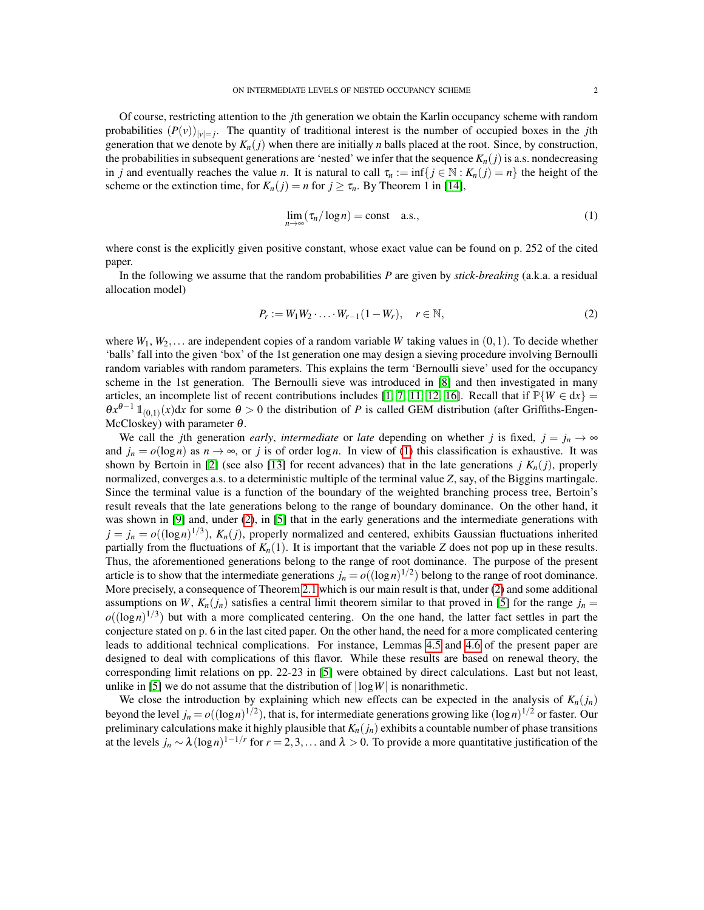Of course, restricting attention to the $j$th generation we obtain the Karlin occupancy scheme with random probabilities $(P(v))_{|v|=j}$. The quantity of traditional interest is the number of occupied boxes in the $j$th generation that we denote by $K_n(j)$ when there are initially $n$ balls placed at the root. Since, by construction, the probabilities in subsequent generations are 'nested' we infer that the sequence $K_n(j)$ is a.s. nondecreasing in $j$ and eventually reaches the value $n$. It is natural to call $\tau_n := \inf\{j \in \mathbb{N} : K_n(j) = n\}$ the height of the scheme or the extinction time, for $K_n(j) = n$ for $j \geq \tau_n$. By Theorem 1 in [14],

$$\lim_{n\to\infty} (\tau_n/\log n) = \text{const} \quad \text{a.s.}, \tag{1}$$

where const is the explicitly given positive constant, whose exact value can be found on p. 252 of the cited paper.

In the following we assume that the random probabilities $P$ are given by *stick-breaking* (a.k.a. a residual allocation model)

$$P_r := W_1 W_2 \cdot \ldots \cdot W_{r-1}(1 - W_r), \quad r \in \mathbb{N}, \tag{2}$$

where $W_1, W_2, \ldots$ are independent copies of a random variable $W$ taking values in $(0,1)$. To decide whether 'balls' fall into the given 'box' of the 1st generation one may design a sieving procedure involving Bernoulli random variables with random parameters. This explains the term 'Bernoulli sieve' used for the occupancy scheme in the 1st generation. The Bernoulli sieve was introduced in [8] and then investigated in many articles, an incomplete list of recent contributions includes [1, 7, 11, 12, 16]. Recall that if $\mathbb{P}\{W \in dx\} = \theta x^{\theta-1} \mathbb{1}_{(0,1)}(x)dx$ for some $\theta > 0$ the distribution of $P$ is called GEM distribution (after Griffiths-Engen-McCloskey) with parameter $\theta$.

We call the $j$th generation *early*, *intermediate* or *late* depending on whether $j$ is fixed, $j = j_n \to \infty$ and $j_n = o(\log n)$ as $n \to \infty$, or $j$ is of order $\log n$. In view of (1) this classification is exhaustive. It was shown by Bertoin in [2] (see also [13] for recent advances) that in the late generations $j$ $K_n(j)$, properly normalized, converges a.s. to a deterministic multiple of the terminal value $Z$, say, of the Biggins martingale. Since the terminal value is a function of the boundary of the weighted branching process tree, Bertoin's result reveals that the late generations belong to the range of boundary dominance. On the other hand, it was shown in [9] and, under (2), in [5] that in the early generations and the intermediate generations with $j = j_n = o((\log n)^{1/3})$, $K_n(j)$, properly normalized and centered, exhibits Gaussian fluctuations inherited partially from the fluctuations of $K_n(1)$. It is important that the variable $Z$ does not pop up in these results. Thus, the aforementioned generations belong to the range of root dominance. The purpose of the present article is to show that the intermediate generations $j_n = o((\log n)^{1/2})$ belong to the range of root dominance. More precisely, a consequence of Theorem 2.1 which is our main result is that, under (2) and some additional assumptions on $W$, $K_n(j_n)$ satisfies a central limit theorem similar to that proved in [5] for the range $j_n = o((\log n)^{1/3})$ but with a more complicated centering. On the one hand, the latter fact settles in part the conjecture stated on p. 6 in the last cited paper. On the other hand, the need for a more complicated centering leads to additional technical complications. For instance, Lemmas 4.5 and 4.6 of the present paper are designed to deal with complications of this flavor. While these results are based on renewal theory, the corresponding limit relations on pp. 22-23 in [5] were obtained by direct calculations. Last but not least, unlike in [5] we do not assume that the distribution of $|\log W|$ is nonarithmetic.

We close the introduction by explaining which new effects can be expected in the analysis of $K_n(j_n)$ beyond the level $j_n = o((\log n)^{1/2})$, that is, for intermediate generations growing like $(\log n)^{1/2}$ or faster. Our preliminary calculations make it highly plausible that $K_n(j_n)$ exhibits a countable number of phase transitions at the levels $j_n \sim \lambda(\log n)^{1-1/r}$ for $r = 2, 3, \ldots$ and $\lambda > 0$. To provide a more quantitative justification of the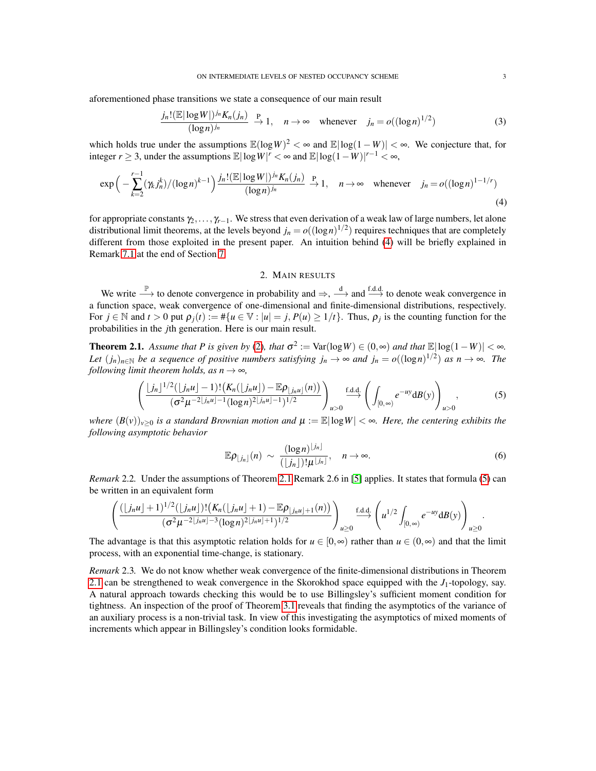aforementioned phase transitions we state a consequence of our main result

$$\frac{j_n!(\mathbb{E}|\log W|)^{j_n} K_n(j_n)}{(\log n)^{j_n}} \overset{\mathrm{P}}{\to} 1, \quad n \to \infty \quad \text{whenever} \quad j_n = o((\log n)^{1/2}) \tag{3}$$

which holds true under the assumptions $\mathbb{E}(\log W)^2 < \infty$ and $\mathbb{E}|\log(1-W)| < \infty$. We conjecture that, for integer $r \geq 3$, under the assumptions $\mathbb{E}|\log W|^r < \infty$ and $\mathbb{E}|\log(1-W)|^{r-1} < \infty$,

$$\exp\Big(-\sum_{k=2}^{r-1}(\gamma_k j_n^k)/(\log n)^{k-1}\Big) \frac{j_n!(\mathbb{E}|\log W|)^{j_n} K_n(j_n)}{(\log n)^{j_n}} \overset{\mathrm{P}}{\to} 1, \quad n \to \infty \quad \text{whenever} \quad j_n = o((\log n)^{1-1/r}) \tag{4}$$

for appropriate constants $\gamma_2, \dots, \gamma_{r-1}$. We stress that even derivation of a weak law of large numbers, let alone distributional limit theorems, at the levels beyond $j_n = o((\log n)^{1/2})$ requires techniques that are completely different from those exploited in the present paper. An intuition behind (4) will be briefly explained in Remark 7.1 at the end of Section 7.

## 2. Main results

We write $\overset{\mathbb{P}}{\longrightarrow}$ to denote convergence in probability and $\Rightarrow$, $\overset{\mathrm{d}}{\longrightarrow}$ and $\overset{\mathrm{f.d.d.}}{\longrightarrow}$ to denote weak convergence in a function space, weak convergence of one-dimensional and finite-dimensional distributions, respectively. For $j \in \mathbb{N}$ and $t > 0$ put $\rho_j(t) := \#\{u \in \mathbb{V} : |u| = j, P(u) \geq 1/t\}$. Thus, $\rho_j$ is the counting function for the probabilities in the $j$th generation. Here is our main result.

**Theorem 2.1.** *Assume that $P$ is given by (2), that $\sigma^2 := \mathrm{Var}(\log W) \in (0, \infty)$ and that $\mathbb{E}|\log(1-W)| < \infty$. Let $(j_n)_{n \in \mathbb{N}}$ be a sequence of positive numbers satisfying $j_n \to \infty$ and $j_n = o((\log n)^{1/2})$ as $n \to \infty$. The following limit theorem holds, as $n \to \infty$,*

$$\left(\frac{\lfloor j_n \rfloor^{1/2}(\lfloor j_n u \rfloor - 1)!\big(K_n(\lfloor j_n u \rfloor) - \mathbb{E}\rho_{\lfloor j_n u \rfloor}(n)\big)}{(\sigma^2 \mu^{-2\lfloor j_n u \rfloor - 1}(\log n)^{2\lfloor j_n u \rfloor - 1})^{1/2}}\right)_{u > 0} \overset{\mathrm{f.d.d.}}{\longrightarrow} \left(\int_{[0,\infty)} e^{-uy} \mathrm{d}B(y)\right)_{u > 0}, \tag{5}$$

*where $(B(v))_{v \geq 0}$ is a standard Brownian motion and $\mu := \mathbb{E}|\log W| < \infty$. Here, the centering exhibits the following asymptotic behavior*

$$\mathbb{E}\rho_{\lfloor j_n \rfloor}(n) \sim \frac{(\log n)^{\lfloor j_n \rfloor}}{(\lfloor j_n \rfloor)!\mu^{\lfloor j_n \rfloor}}, \quad n \to \infty. \tag{6}$$

*Remark* 2.2. Under the assumptions of Theorem 2.1 Remark 2.6 in [5] applies. It states that formula (5) can be written in an equivalent form

$$\left(\frac{(\lfloor j_n u \rfloor + 1)^{1/2}(\lfloor j_n u \rfloor)!\big(K_n(\lfloor j_n u \rfloor + 1) - \mathbb{E}\rho_{\lfloor j_n u \rfloor + 1}(n)\big)}{(\sigma^2 \mu^{-2\lfloor j_n u \rfloor - 3}(\log n)^{2\lfloor j_n u \rfloor + 1})^{1/2}}\right)_{u \geq 0} \overset{\mathrm{f.d.d.}}{\longrightarrow} \left(u^{1/2}\int_{[0,\infty)} e^{-uy} \mathrm{d}B(y)\right)_{u \geq 0}.$$

The advantage is that this asymptotic relation holds for $u \in [0, \infty)$ rather than $u \in (0, \infty)$ and that the limit process, with an exponential time-change, is stationary.

*Remark* 2.3. We do not know whether weak convergence of the finite-dimensional distributions in Theorem 2.1 can be strengthened to weak convergence in the Skorokhod space equipped with the $J_1$-topology, say. A natural approach towards checking this would be to use Billingsley's sufficient moment condition for tightness. An inspection of the proof of Theorem 3.1 reveals that finding the asymptotics of the variance of an auxiliary process is a non-trivial task. In view of this investigating the asymptotics of mixed moments of increments which appear in Billingsley's condition looks formidable.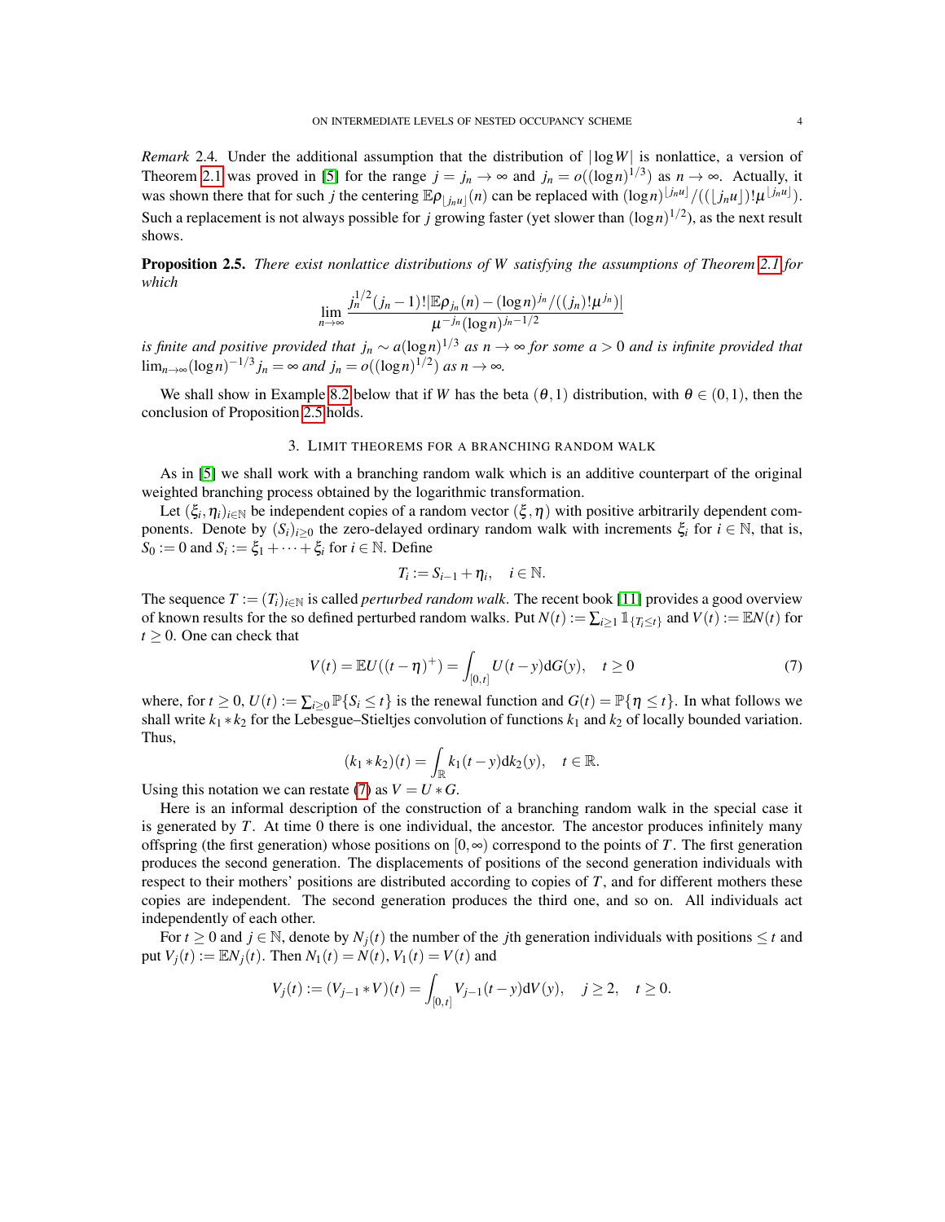*Remark* 2.4. Under the additional assumption that the distribution of $|\log W|$ is nonlattice, a version of Theorem 2.1 was proved in [5] for the range $j = j_n \to \infty$ and $j_n = o((\log n)^{1/3})$ as $n \to \infty$. Actually, it was shown there that for such $j$ the centering $\mathbb{E}\rho_{\lfloor j_n u \rfloor}(n)$ can be replaced with $(\log n)^{\lfloor j_n u \rfloor}/((\lfloor j_n u \rfloor)!\mu^{\lfloor j_n u \rfloor})$. Such a replacement is not always possible for $j$ growing faster (yet slower than $(\log n)^{1/2}$), as the next result shows.

**Proposition 2.5.** *There exist nonlattice distributions of $W$ satisfying the assumptions of Theorem 2.1 for which*

$$\lim_{n\to\infty} \frac{j_n^{1/2}(j_n-1)!|\mathbb{E}\rho_{j_n}(n) - (\log n)^{j_n}/((j_n)!\mu^{j_n})|}{\mu^{-j_n}(\log n)^{j_n-1/2}}$$

*is finite and positive provided that $j_n \sim a(\log n)^{1/3}$ as $n \to \infty$ for some $a > 0$ and is infinite provided that $\lim_{n\to\infty}(\log n)^{-1/3} j_n = \infty$ and $j_n = o((\log n)^{1/2})$ as $n \to \infty$.*

We shall show in Example 8.2 below that if $W$ has the beta $(\theta, 1)$ distribution, with $\theta \in (0,1)$, then the conclusion of Proposition 2.5 holds.

## 3. Limit theorems for a branching random walk

As in [5] we shall work with a branching random walk which is an additive counterpart of the original weighted branching process obtained by the logarithmic transformation.

Let $(\xi_i, \eta_i)_{i\in\mathbb{N}}$ be independent copies of a random vector $(\xi, \eta)$ with positive arbitrarily dependent components. Denote by $(S_i)_{i\geq 0}$ the zero-delayed ordinary random walk with increments $\xi_i$ for $i \in \mathbb{N}$, that is, $S_0 := 0$ and $S_i := \xi_1 + \cdots + \xi_i$ for $i \in \mathbb{N}$. Define

$$T_i := S_{i-1} + \eta_i, \quad i \in \mathbb{N}.$$

The sequence $T := (T_i)_{i\in\mathbb{N}}$ is called *perturbed random walk*. The recent book [11] provides a good overview of known results for the so defined perturbed random walks. Put $N(t) := \sum_{i\geq 1} \mathbb{1}_{\{T_i \leq t\}}$ and $V(t) := \mathbb{E}N(t)$ for $t \geq 0$. One can check that

$$V(t) = \mathbb{E}U((t-\eta)^+) = \int_{[0,t]} U(t-y)\mathrm{d}G(y), \quad t \geq 0 \tag{7}$$

where, for $t \geq 0$, $U(t) := \sum_{i\geq 0} \mathbb{P}\{S_i \leq t\}$ is the renewal function and $G(t) = \mathbb{P}\{\eta \leq t\}$. In what follows we shall write $k_1 * k_2$ for the Lebesgue–Stieltjes convolution of functions $k_1$ and $k_2$ of locally bounded variation. Thus,

$$(k_1 * k_2)(t) = \int_{\mathbb{R}} k_1(t-y)\mathrm{d}k_2(y), \quad t \in \mathbb{R}.$$

Using this notation we can restate (7) as $V = U * G$.

Here is an informal description of the construction of a branching random walk in the special case it is generated by $T$. At time 0 there is one individual, the ancestor. The ancestor produces infinitely many offspring (the first generation) whose positions on $[0, \infty)$ correspond to the points of $T$. The first generation produces the second generation. The displacements of positions of the second generation individuals with respect to their mothers' positions are distributed according to copies of $T$, and for different mothers these copies are independent. The second generation produces the third one, and so on. All individuals act independently of each other.

For $t \geq 0$ and $j \in \mathbb{N}$, denote by $N_j(t)$ the number of the $j$th generation individuals with positions $\leq t$ and put $V_j(t) := \mathbb{E}N_j(t)$. Then $N_1(t) = N(t)$, $V_1(t) = V(t)$ and

$$V_j(t) := (V_{j-1} * V)(t) = \int_{[0,t]} V_{j-1}(t-y)\mathrm{d}V(y), \quad j \geq 2, \quad t \geq 0.$$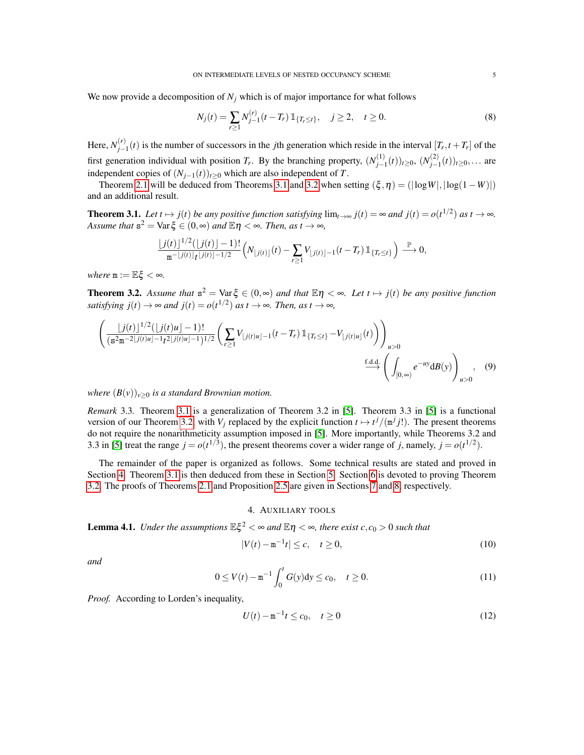We now provide a decomposition of $N_j$ which is of major importance for what follows

$$N_j(t) = \sum_{r\geq 1} N^{(r)}_{j-1}(t-T_r)\,\mathbb{1}_{\{T_r\leq t\}}, \quad j\geq 2, \quad t\geq 0. \tag{8}$$

Here, $N^{(r)}_{j-1}(t)$ is the number of successors in the $j$th generation which reside in the interval $[T_r, t+T_r]$ of the first generation individual with position $T_r$. By the branching property, $(N^{(1)}_{j-1}(t))_{t\geq 0}$, $(N^{(2)}_{j-1}(t))_{t\geq 0}, \dots$ are independent copies of $(N_{j-1}(t))_{t\geq 0}$ which are also independent of $T$.

Theorem 2.1 will be deduced from Theorems 3.1 and 3.2 when setting $(\xi,\eta) = (|\log W|, |\log(1-W)|)$ and an additional result.

**Theorem 3.1.** *Let $t\mapsto j(t)$ be any positive function satisfying $\lim_{t\to\infty} j(t) = \infty$ and $j(t) = o(t^{1/2})$ as $t\to\infty$. Assume that $\mathtt{s}^2 = \operatorname{Var}\xi \in (0,\infty)$ and $\mathbb{E}\eta < \infty$. Then, as $t\to\infty$,*

$$\frac{\lfloor j(t)\rfloor^{1/2}(\lfloor j(t)\rfloor - 1)!}{\mathtt{m}^{-\lfloor j(t)\rfloor}t^{\lfloor j(t)\rfloor - 1/2}}\Big(N_{\lfloor j(t)\rfloor}(t) - \sum_{r\geq 1} V_{\lfloor j(t)\rfloor - 1}(t-T_r)\,\mathbb{1}_{\{T_r\leq t\}}\Big) \overset{\mathbb{P}}{\longrightarrow} 0,$$

*where $\mathtt{m} := \mathbb{E}\xi < \infty$.*

**Theorem 3.2.** *Assume that $\mathtt{s}^2 = \operatorname{Var}\xi \in (0,\infty)$ and that $\mathbb{E}\eta < \infty$. Let $t\mapsto j(t)$ be any positive function satisfying $j(t)\to\infty$ and $j(t) = o(t^{1/2})$ as $t\to\infty$. Then, as $t\to\infty$,*

$$\left(\frac{\lfloor j(t)\rfloor^{1/2}(\lfloor j(t)u\rfloor - 1)!}{(\mathtt{s}^2\mathtt{m}^{-2\lfloor j(t)u\rfloor - 1}t^{2\lfloor j(t)u\rfloor - 1})^{1/2}}\Big(\sum_{r\geq 1} V_{\lfloor j(t)u\rfloor - 1}(t-T_r)\,\mathbb{1}_{\{T_r\leq t\}} - V_{\lfloor j(t)u\rfloor}(t)\Big)\right)_{u>0} \overset{\text{f.d.d.}}{\longrightarrow} \left(\int_{[0,\infty)} e^{-uy}\mathrm{d}B(y)\right)_{u>0}, \tag{9}$$

*where $(B(v))_{v\geq 0}$ is a standard Brownian motion.*

*Remark* 3.3. Theorem 3.1 is a generalization of Theorem 3.2 in [5]. Theorem 3.3 in [5] is a functional version of our Theorem 3.2 with $V_j$ replaced by the explicit function $t\mapsto t^j/(\mathtt{m}^j j!)$. The present theorems do not require the nonarithmeticity assumption imposed in [5]. More importantly, while Theorems 3.2 and 3.3 in [5] treat the range $j = o(t^{1/3})$, the present theorems cover a wider range of $j$, namely, $j = o(t^{1/2})$.

The remainder of the paper is organized as follows. Some technical results are stated and proved in Section 4. Theorem 3.1 is then deduced from these in Section 5. Section 6 is devoted to proving Theorem 3.2. The proofs of Theorems 2.1 and Proposition 2.5 are given in Sections 7 and 8, respectively.

## 4. Auxiliary tools

**Lemma 4.1.** *Under the assumptions $\mathbb{E}\xi^2 < \infty$ and $\mathbb{E}\eta < \infty$, there exist $c, c_0 > 0$ such that*

$$|V(t) - \mathtt{m}^{-1}t| \leq c, \quad t\geq 0, \tag{10}$$

*and*

$$0 \leq V(t) - \mathtt{m}^{-1}\int_0^t G(y)\mathrm{d}y \leq c_0, \quad t\geq 0. \tag{11}$$

*Proof.* According to Lorden's inequality,

$$U(t) - \mathtt{m}^{-1}t \leq c_0, \quad t\geq 0 \tag{12}$$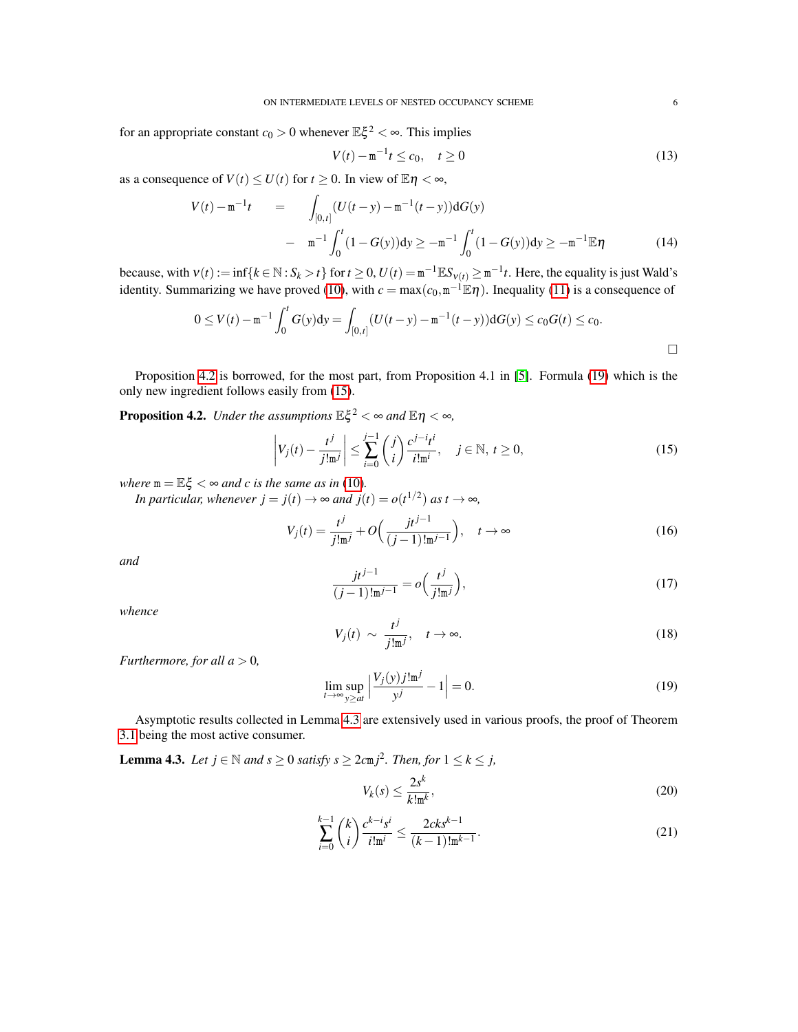for an appropriate constant $c_0 > 0$ whenever $\mathbb{E}\xi^2 < \infty$. This implies

$$V(t) - \mathtt{m}^{-1}t \le c_0, \quad t \ge 0 \tag{13}$$

as a consequence of $V(t) \le U(t)$ for $t \ge 0$. In view of $\mathbb{E}\eta < \infty$,

$$\begin{aligned} V(t) - \mathtt{m}^{-1}t &= \int_{[0,t]} (U(t-y) - \mathtt{m}^{-1}(t-y)) \mathrm{d}G(y) \\ &- \mathtt{m}^{-1} \int_0^t (1 - G(y)) \mathrm{d}y \ge -\mathtt{m}^{-1} \int_0^t (1 - G(y)) \mathrm{d}y \ge -\mathtt{m}^{-1} \mathbb{E}\eta \end{aligned} \tag{14}$$

because, with $\nu(t) := \inf\{k \in \mathbb{N} : S_k > t\}$ for $t \ge 0$, $U(t) = \mathtt{m}^{-1}\mathbb{E}S_{\nu(t)} \ge \mathtt{m}^{-1}t$. Here, the equality is just Wald's identity. Summarizing we have proved (10), with $c = \max(c_0, \mathtt{m}^{-1}\mathbb{E}\eta)$. Inequality (11) is a consequence of

$$0 \le V(t) - \mathtt{m}^{-1} \int_0^t G(y) \mathrm{d}y = \int_{[0,t]} (U(t-y) - \mathtt{m}^{-1}(t-y)) \mathrm{d}G(y) \le c_0 G(t) \le c_0.$$

□

Proposition 4.2 is borrowed, for the most part, from Proposition 4.1 in [5]. Formula (19) which is the only new ingredient follows easily from (15).

**Proposition 4.2.** *Under the assumptions $\mathbb{E}\xi^2 < \infty$ and $\mathbb{E}\eta < \infty$,*

$$\left| V_j(t) - \frac{t^j}{j!\mathtt{m}^j} \right| \le \sum_{i=0}^{j-1} \binom{j}{i} \frac{c^{j-i} t^i}{i! \mathtt{m}^i}, \quad j \in \mathbb{N},\ t \ge 0, \tag{15}$$

*where $\mathtt{m} = \mathbb{E}\xi < \infty$ and $c$ is the same as in (10).*

*In particular, whenever $j = j(t) \to \infty$ and $j(t) = o(t^{1/2})$ as $t \to \infty$,*

$$V_j(t) = \frac{t^j}{j!\mathtt{m}^j} + O\Big( \frac{j t^{j-1}}{(j-1)! \mathtt{m}^{j-1}} \Big), \quad t \to \infty \tag{16}$$

*and*

$$\frac{j t^{j-1}}{(j-1)! \mathtt{m}^{j-1}} = o\Big( \frac{t^j}{j! \mathtt{m}^j} \Big), \tag{17}$$

*whence*

$$V_j(t) \sim \frac{t^j}{j! \mathtt{m}^j}, \quad t \to \infty. \tag{18}$$

*Furthermore, for all $a > 0$,*

$$\limsup_{t \to \infty} \sup_{y \ge at} \left| \frac{V_j(y) j! \mathtt{m}^j}{y^j} - 1 \right| = 0. \tag{19}$$

Asymptotic results collected in Lemma 4.3 are extensively used in various proofs, the proof of Theorem 3.1 being the most active consumer.

**Lemma 4.3.** *Let $j \in \mathbb{N}$ and $s \ge 0$ satisfy $s \ge 2c\mathtt{m}j^2$. Then, for $1 \le k \le j$,*

$$V_k(s) \le \frac{2s^k}{k! \mathtt{m}^k}, \tag{20}$$

$$\sum_{i=0}^{k-1} \binom{k}{i} \frac{c^{k-i} s^i}{i! \mathtt{m}^i} \le \frac{2cks^{k-1}}{(k-1)! \mathtt{m}^{k-1}}. \tag{21}$$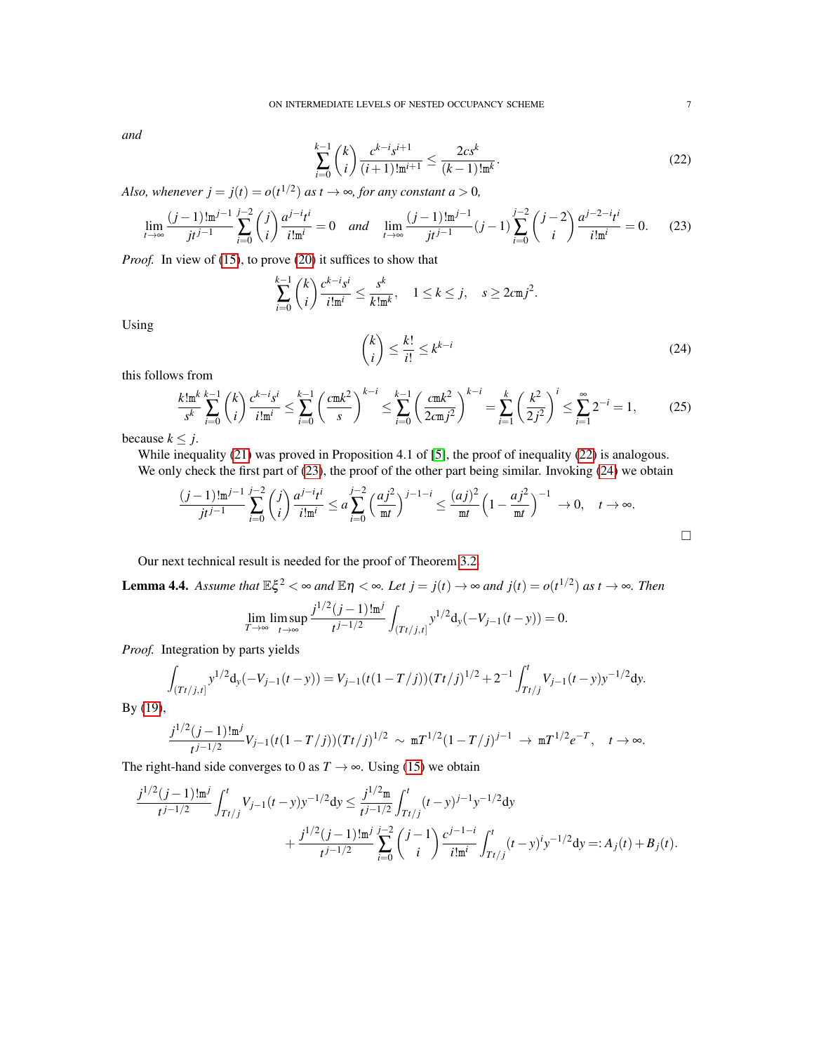*and*

$$\sum_{i=0}^{k-1}\binom{k}{i}\frac{c^{k-i}s^{i+1}}{(i+1)!\mathtt{m}^{i+1}} \le \frac{2cs^k}{(k-1)!\mathtt{m}^k}. \tag{22}$$

*Also, whenever $j = j(t) = o(t^{1/2})$ as $t \to \infty$, for any constant $a > 0$,*

$$\lim_{t\to\infty}\frac{(j-1)!\mathtt{m}^{j-1}}{jt^{j-1}}\sum_{i=0}^{j-2}\binom{j}{i}\frac{a^{j-i}t^i}{i!\mathtt{m}^i} = 0 \quad \text{and} \quad \lim_{t\to\infty}\frac{(j-1)!\mathtt{m}^{j-1}}{jt^{j-1}}(j-1)\sum_{i=0}^{j-2}\binom{j-2}{i}\frac{a^{j-2-i}t^i}{i!\mathtt{m}^i} = 0. \tag{23}$$

*Proof.* In view of (15), to prove (20) it suffices to show that

$$\sum_{i=0}^{k-1}\binom{k}{i}\frac{c^{k-i}s^i}{i!\mathtt{m}^i} \le \frac{s^k}{k!\mathtt{m}^k}, \quad 1 \le k \le j, \quad s \ge 2c\mathtt{m}j^2.$$

Using

$$\binom{k}{i} \le \frac{k!}{i!} \le k^{k-i} \tag{24}$$

this follows from

$$\frac{k!\mathtt{m}^k}{s^k}\sum_{i=0}^{k-1}\binom{k}{i}\frac{c^{k-i}s^i}{i!\mathtt{m}^i} \le \sum_{i=0}^{k-1}\left(\frac{c\mathtt{m}k^2}{s}\right)^{k-i} \le \sum_{i=0}^{k-1}\left(\frac{c\mathtt{m}k^2}{2c\mathtt{m}j^2}\right)^{k-i} = \sum_{i=1}^{k}\left(\frac{k^2}{2j^2}\right)^i \le \sum_{i=1}^{\infty}2^{-i} = 1, \tag{25}$$

because $k \le j$.

While inequality (21) was proved in Proposition 4.1 of [5], the proof of inequality (22) is analogous. We only check the first part of (23), the proof of the other part being similar. Invoking (24) we obtain

$$\frac{(j-1)!\mathtt{m}^{j-1}}{jt^{j-1}}\sum_{i=0}^{j-2}\binom{j}{i}\frac{a^{j-i}t^i}{i!\mathtt{m}^i} \le a\sum_{i=0}^{j-2}\left(\frac{aj^2}{\mathtt{m}t}\right)^{j-1-i} \le \frac{(aj)^2}{\mathtt{m}t}\left(1-\frac{aj^2}{\mathtt{m}t}\right)^{-1} \to 0, \quad t \to \infty.$$

$\square$

Our next technical result is needed for the proof of Theorem 3.2.

**Lemma 4.4.** *Assume that $\mathbb{E}\xi^2 < \infty$ and $\mathbb{E}\eta < \infty$. Let $j = j(t) \to \infty$ and $j(t) = o(t^{1/2})$ as $t \to \infty$. Then*

$$\lim_{T\to\infty}\limsup_{t\to\infty}\frac{j^{1/2}(j-1)!\mathtt{m}^j}{t^{j-1/2}}\int_{(Tt/j,t]}y^{1/2}\mathrm{d}_y(-V_{j-1}(t-y)) = 0.$$

*Proof.* Integration by parts yields

$$\int_{(Tt/j,t]}y^{1/2}\mathrm{d}_y(-V_{j-1}(t-y)) = V_{j-1}(t(1-T/j))(Tt/j)^{1/2} + 2^{-1}\int_{Tt/j}^{t}V_{j-1}(t-y)y^{-1/2}\mathrm{d}y.$$

By (19),

$$\frac{j^{1/2}(j-1)!\mathtt{m}^j}{t^{j-1/2}}V_{j-1}(t(1-T/j))(Tt/j)^{1/2} \sim \mathtt{m}T^{1/2}(1-T/j)^{j-1} \to \mathtt{m}T^{1/2}e^{-T}, \quad t \to \infty.$$

The right-hand side converges to 0 as $T \to \infty$. Using (15) we obtain

$$\begin{aligned}\frac{j^{1/2}(j-1)!\mathtt{m}^j}{t^{j-1/2}}\int_{Tt/j}^{t}V_{j-1}(t-y)y^{-1/2}\mathrm{d}y &\le \frac{j^{1/2}\mathtt{m}}{t^{j-1/2}}\int_{Tt/j}^{t}(t-y)^{j-1}y^{-1/2}\mathrm{d}y \\ &+ \frac{j^{1/2}(j-1)!\mathtt{m}^j}{t^{j-1/2}}\sum_{i=0}^{j-2}\binom{j-1}{i}\frac{c^{j-1-i}}{i!\mathtt{m}^i}\int_{Tt/j}^{t}(t-y)^i y^{-1/2}\mathrm{d}y =: A_j(t) + B_j(t).\end{aligned}$$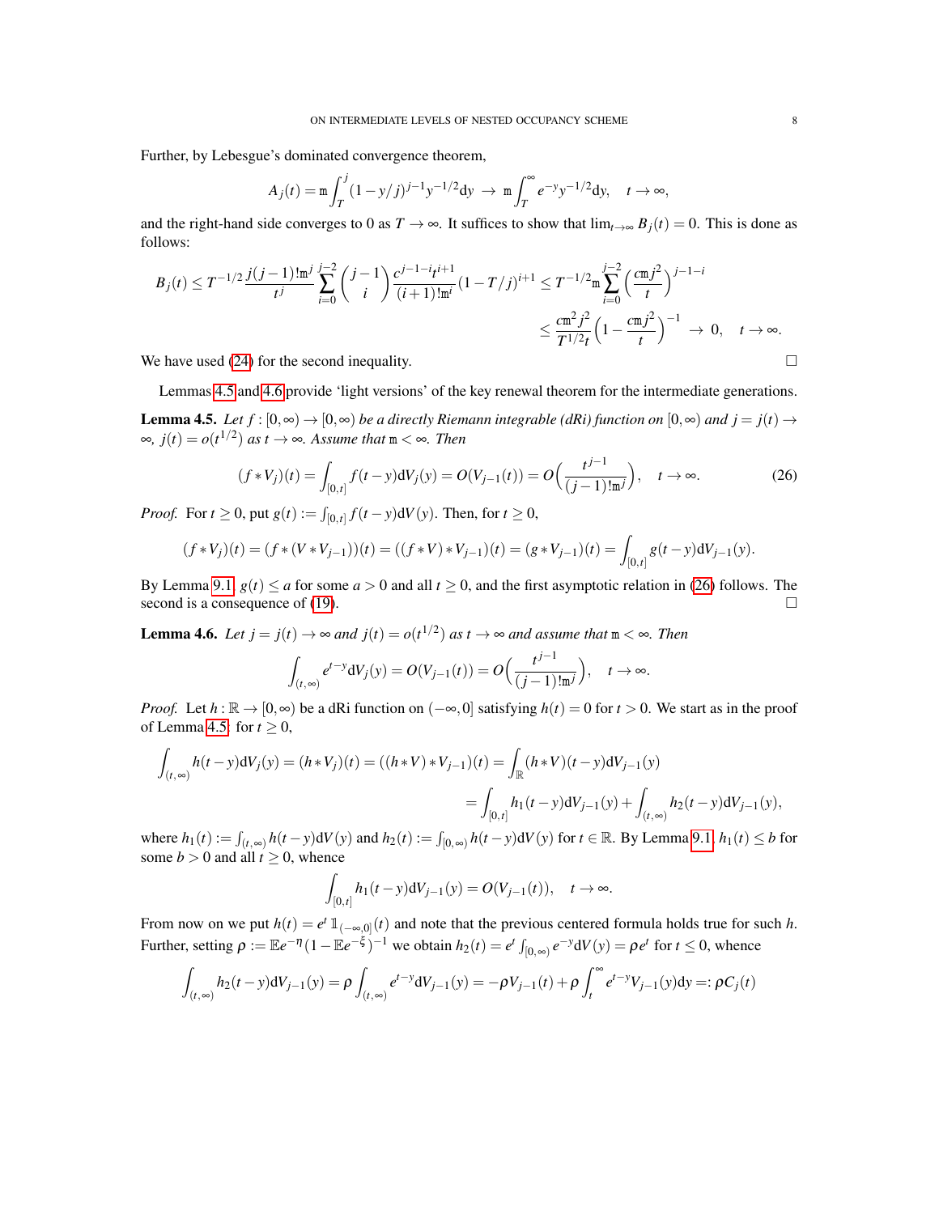Further, by Lebesgue's dominated convergence theorem,

$$A_j(t) = \mathtt{m}\int_T^j (1-y/j)^{j-1} y^{-1/2} \mathrm{d}y \;\to\; \mathtt{m}\int_T^\infty e^{-y} y^{-1/2} \mathrm{d}y, \quad t \to \infty,$$

and the right-hand side converges to 0 as $T \to \infty$. It suffices to show that $\lim_{t\to\infty} B_j(t) = 0$. This is done as follows:

$$B_j(t) \le T^{-1/2} \frac{j(j-1)!\mathtt{m}^j}{t^j} \sum_{i=0}^{j-2} \binom{j-1}{i} \frac{c^{j-1-i} t^{i+1}}{(i+1)!\mathtt{m}^i} (1-T/j)^{i+1} \le T^{-1/2}\mathtt{m} \sum_{i=0}^{j-2} \Big(\frac{c\mathtt{m} j^2}{t}\Big)^{j-1-i}$$

$$\le \frac{c\mathtt{m}^2 j^2}{T^{1/2} t}\Big(1 - \frac{c\mathtt{m} j^2}{t}\Big)^{-1} \;\to\; 0, \quad t \to \infty.$$

We have used (24) for the second inequality. $\square$

Lemmas 4.5 and 4.6 provide 'light versions' of the key renewal theorem for the intermediate generations.

**Lemma 4.5.** *Let $f : [0,\infty) \to [0,\infty)$ be a directly Riemann integrable (dRi) function on $[0,\infty)$ and $j = j(t) \to \infty$, $j(t) = o(t^{1/2})$ as $t \to \infty$. Assume that $\mathtt{m} < \infty$. Then*

$$(f * V_j)(t) = \int_{[0,t]} f(t-y)\mathrm{d}V_j(y) = O(V_{j-1}(t)) = O\Big(\frac{t^{j-1}}{(j-1)!\mathtt{m}^j}\Big), \quad t \to \infty. \tag{26}$$

*Proof.* For $t \ge 0$, put $g(t) := \int_{[0,t]} f(t-y)\mathrm{d}V(y)$. Then, for $t \ge 0$,

$$(f * V_j)(t) = (f * (V * V_{j-1}))(t) = ((f * V) * V_{j-1})(t) = (g * V_{j-1})(t) = \int_{[0,t]} g(t-y)\mathrm{d}V_{j-1}(y).$$

By Lemma 9.1 $g(t) \le a$ for some $a > 0$ and all $t \ge 0$, and the first asymptotic relation in (26) follows. The second is a consequence of (19). $\square$

**Lemma 4.6.** *Let $j = j(t) \to \infty$ and $j(t) = o(t^{1/2})$ as $t \to \infty$ and assume that $\mathtt{m} < \infty$. Then*

$$\int_{(t,\infty)} e^{t-y}\mathrm{d}V_j(y) = O(V_{j-1}(t)) = O\Big(\frac{t^{j-1}}{(j-1)!\mathtt{m}^j}\Big), \quad t \to \infty.$$

*Proof.* Let $h : \mathbb{R} \to [0,\infty)$ be a dRi function on $(-\infty, 0]$ satisfying $h(t) = 0$ for $t > 0$. We start as in the proof of Lemma 4.5: for $t \ge 0$,

$$\int_{(t,\infty)} h(t-y)\mathrm{d}V_j(y) = (h * V_j)(t) = ((h * V) * V_{j-1})(t) = \int_{\mathbb{R}} (h * V)(t-y)\mathrm{d}V_{j-1}(y)$$

$$= \int_{[0,t]} h_1(t-y)\mathrm{d}V_{j-1}(y) + \int_{(t,\infty)} h_2(t-y)\mathrm{d}V_{j-1}(y),$$

where $h_1(t) := \int_{(t,\infty)} h(t-y)\mathrm{d}V(y)$ and $h_2(t) := \int_{[0,\infty)} h(t-y)\mathrm{d}V(y)$ for $t \in \mathbb{R}$. By Lemma 9.1 $h_1(t) \le b$ for some $b > 0$ and all $t \ge 0$, whence

$$\int_{[0,t]} h_1(t-y)\mathrm{d}V_{j-1}(y) = O(V_{j-1}(t)), \quad t \to \infty.$$

From now on we put $h(t) = e^t \mathbb{1}_{(-\infty,0]}(t)$ and note that the previous centered formula holds true for such $h$. Further, setting $\rho := \mathbb{E}e^{-\eta}(1 - \mathbb{E}e^{-\xi})^{-1}$ we obtain $h_2(t) = e^t \int_{[0,\infty)} e^{-y}\mathrm{d}V(y) = \rho e^t$ for $t \le 0$, whence

$$\int_{(t,\infty)} h_2(t-y)\mathrm{d}V_{j-1}(y) = \rho \int_{(t,\infty)} e^{t-y}\mathrm{d}V_{j-1}(y) = -\rho V_{j-1}(t) + \rho \int_t^\infty e^{t-y} V_{j-1}(y)\mathrm{d}y =: \rho C_j(t)$$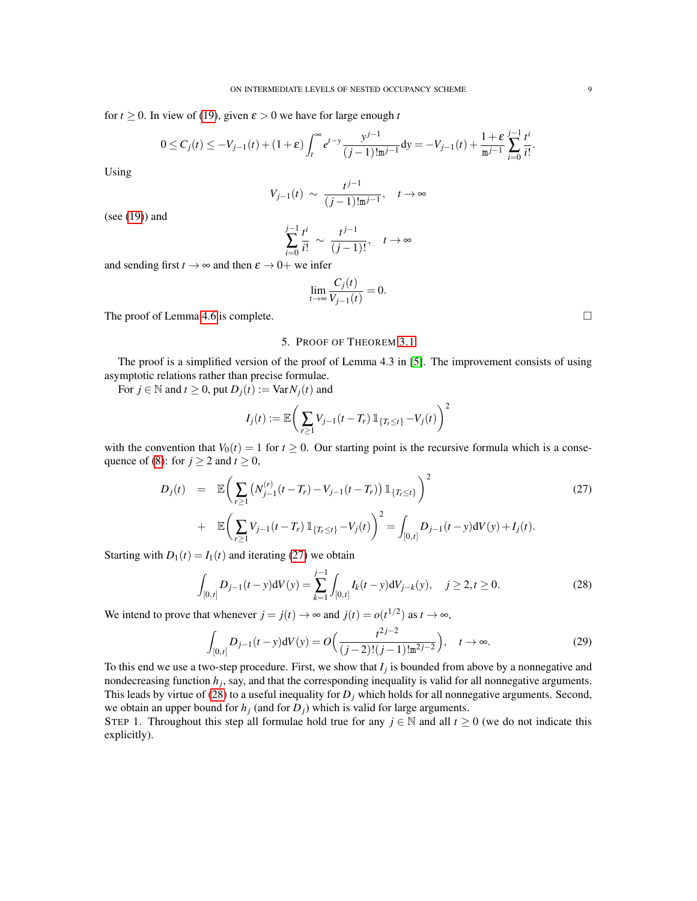for $t \geq 0$. In view of (19), given $\varepsilon > 0$ we have for large enough $t$

$$0 \leq C_j(t) \leq -V_{j-1}(t) + (1+\varepsilon)\int_t^\infty e^{t-y}\frac{y^{j-1}}{(j-1)!\mathtt{m}^{j-1}}\mathrm{d}y = -V_{j-1}(t) + \frac{1+\varepsilon}{\mathtt{m}^{j-1}}\sum_{i=0}^{j-1}\frac{t^i}{i!}.$$

Using

$$V_{j-1}(t) \sim \frac{t^{j-1}}{(j-1)!\mathtt{m}^{j-1}}, \quad t \to \infty$$

(see (19)) and

$$\sum_{i=0}^{j-1}\frac{t^i}{i!} \sim \frac{t^{j-1}}{(j-1)!}, \quad t \to \infty$$

and sending first $t \to \infty$ and then $\varepsilon \to 0+$ we infer

$$\lim_{t\to\infty}\frac{C_j(t)}{V_{j-1}(t)} = 0.$$

The proof of Lemma 4.6 is complete. □

## 5. Proof of Theorem 3.1

The proof is a simplified version of the proof of Lemma 4.3 in [5]. The improvement consists of using asymptotic relations rather than precise formulae.

For $j \in \mathbb{N}$ and $t \geq 0$, put $D_j(t) := \mathrm{Var}N_j(t)$ and

$$I_j(t) := \mathbb{E}\Big(\sum_{r\geq 1}V_{j-1}(t-T_r)\,\mathbb{1}_{\{T_r\leq t\}} - V_j(t)\Big)^2$$

with the convention that $V_0(t) = 1$ for $t \geq 0$. Our starting point is the recursive formula which is a consequence of (8): for $j \geq 2$ and $t \geq 0$,

$$\begin{aligned} D_j(t) \;&=\; \mathbb{E}\Big(\sum_{r\geq 1}\big(N_{j-1}^{(r)}(t-T_r) - V_{j-1}(t-T_r)\big)\,\mathbb{1}_{\{T_r\leq t\}}\Big)^2 \\ &+\; \mathbb{E}\Big(\sum_{r\geq 1}V_{j-1}(t-T_r)\,\mathbb{1}_{\{T_r\leq t\}} - V_j(t)\Big)^2 = \int_{[0,t]}D_{j-1}(t-y)\mathrm{d}V(y) + I_j(t). \end{aligned} \tag{27}$$

Starting with $D_1(t) = I_1(t)$ and iterating (27) we obtain

$$\int_{[0,t]}D_{j-1}(t-y)\mathrm{d}V(y) = \sum_{k=1}^{j-1}\int_{[0,t]}I_k(t-y)\mathrm{d}V_{j-k}(y), \quad j \geq 2, t \geq 0. \tag{28}$$

We intend to prove that whenever $j = j(t) \to \infty$ and $j(t) = o(t^{1/2})$ as $t \to \infty$,

$$\int_{[0,t]}D_{j-1}(t-y)\mathrm{d}V(y) = O\Big(\frac{t^{2j-2}}{(j-2)!(j-1)!\mathtt{m}^{2j-2}}\Big), \quad t \to \infty. \tag{29}$$

To this end we use a two-step procedure. First, we show that $I_j$ is bounded from above by a nonnegative and nondecreasing function $h_j$, say, and that the corresponding inequality is valid for all nonnegative arguments. This leads by virtue of (28) to a useful inequality for $D_j$ which holds for all nonnegative arguments. Second, we obtain an upper bound for $h_j$ (and for $D_j$) which is valid for large arguments.

Step 1. Throughout this step all formulae hold true for any $j \in \mathbb{N}$ and all $t \geq 0$ (we do not indicate this explicitly).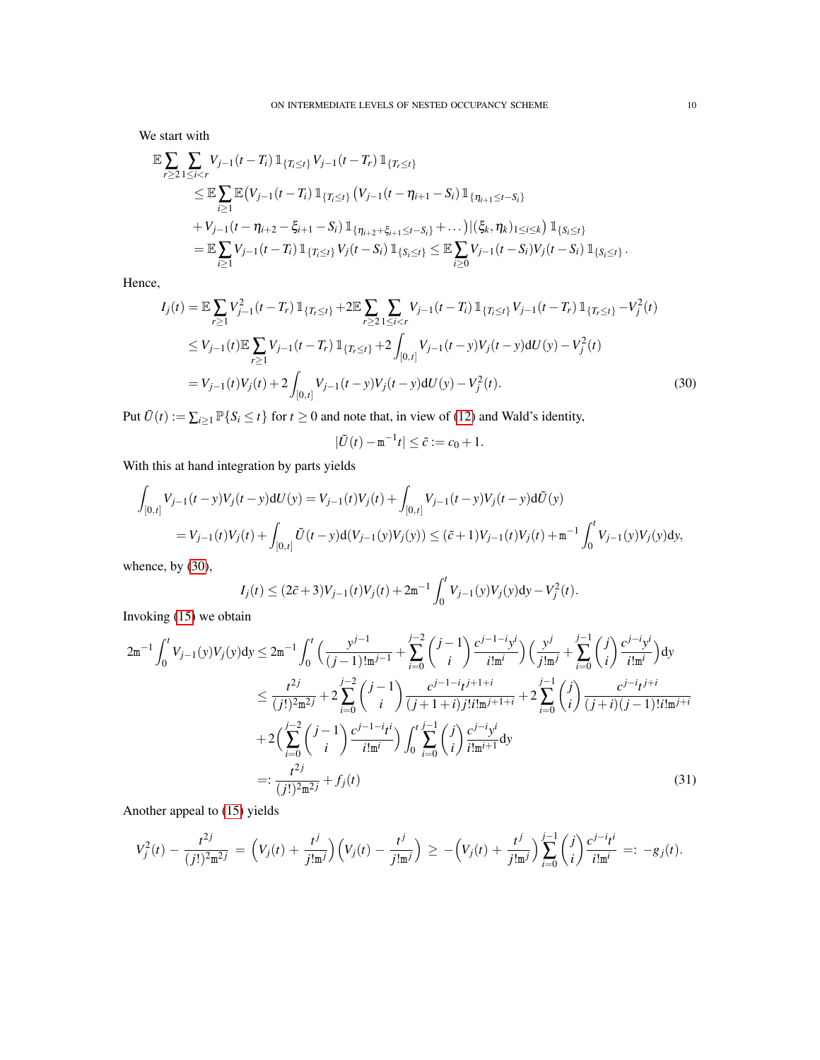We start with

$$
\begin{aligned}
&\mathbb{E}\sum_{r\geq 2}\sum_{1\leq i<r} V_{j-1}(t-T_i)\,\mathbb{1}_{\{T_i\leq t\}} V_{j-1}(t-T_r)\,\mathbb{1}_{\{T_r\leq t\}}\\
&\quad\leq \mathbb{E}\sum_{i\geq 1}\mathbb{E}\big(V_{j-1}(t-T_i)\,\mathbb{1}_{\{T_i\leq t\}}\big(V_{j-1}(t-\eta_{i+1}-S_i)\,\mathbb{1}_{\{\eta_{i+1}\leq t-S_i\}}\\
&\quad+V_{j-1}(t-\eta_{i+2}-\xi_{i+1}-S_i)\,\mathbb{1}_{\{\eta_{i+2}+\xi_{i+1}\leq t-S_i\}}+\ldots\big)|(\xi_k,\eta_k)_{1\leq i\leq k}\big)\,\mathbb{1}_{\{S_i\leq t\}}\\
&\quad= \mathbb{E}\sum_{i\geq 1} V_{j-1}(t-T_i)\,\mathbb{1}_{\{T_i\leq t\}} V_j(t-S_i)\,\mathbb{1}_{\{S_i\leq t\}} \leq \mathbb{E}\sum_{i\geq 0} V_{j-1}(t-S_i)V_j(t-S_i)\,\mathbb{1}_{\{S_i\leq t\}}.
\end{aligned}
$$

Hence,

$$
\begin{aligned}
I_j(t) &= \mathbb{E}\sum_{r\geq 1} V_{j-1}^2(t-T_r)\,\mathbb{1}_{\{T_r\leq t\}}+2\mathbb{E}\sum_{r\geq 2}\sum_{1\leq i<r} V_{j-1}(t-T_i)\,\mathbb{1}_{\{T_i\leq t\}} V_{j-1}(t-T_r)\,\mathbb{1}_{\{T_r\leq t\}}-V_j^2(t)\\
&\leq V_{j-1}(t)\mathbb{E}\sum_{r\geq 1} V_{j-1}(t-T_r)\,\mathbb{1}_{\{T_r\leq t\}}+2\int_{[0,t]} V_{j-1}(t-y)V_j(t-y)\mathrm{d}U(y)-V_j^2(t)\\
&= V_{j-1}(t)V_j(t)+2\int_{[0,t]} V_{j-1}(t-y)V_j(t-y)\mathrm{d}U(y)-V_j^2(t).
\end{aligned}
\tag{30}
$$

Put $\tilde{U}(t):=\sum_{i\geq 1}\mathbb{P}\{S_i\leq t\}$ for $t\geq 0$ and note that, in view of (12) and Wald's identity,

$$
|\tilde{U}(t)-\mathtt{m}^{-1}t|\leq \tilde{c}:=c_0+1.
$$

With this at hand integration by parts yields

$$
\begin{aligned}
\int_{[0,t]} V_{j-1}(t-y)V_j(t-y)\mathrm{d}U(y) &= V_{j-1}(t)V_j(t)+\int_{[0,t]} V_{j-1}(t-y)V_j(t-y)\mathrm{d}\tilde{U}(y)\\
&= V_{j-1}(t)V_j(t)+\int_{[0,t]}\tilde{U}(t-y)\mathrm{d}(V_{j-1}(y)V_j(y)) \leq (\tilde{c}+1)V_{j-1}(t)V_j(t)+\mathtt{m}^{-1}\int_0^t V_{j-1}(y)V_j(y)\mathrm{d}y,
\end{aligned}
$$

whence, by (30),

$$
I_j(t)\leq (2\tilde{c}+3)V_{j-1}(t)V_j(t)+2\mathtt{m}^{-1}\int_0^t V_{j-1}(y)V_j(y)\mathrm{d}y-V_j^2(t).
$$

Invoking (15) we obtain

$$
\begin{aligned}
2\mathtt{m}^{-1}\int_0^t V_{j-1}(y)V_j(y)\mathrm{d}y &\leq 2\mathtt{m}^{-1}\int_0^t \Big(\frac{y^{j-1}}{(j-1)!\mathtt{m}^{j-1}}+\sum_{i=0}^{j-2}\binom{j-1}{i}\frac{c^{j-1-i}y^i}{i!\mathtt{m}^i}\Big)\Big(\frac{y^j}{j!\mathtt{m}^j}+\sum_{i=0}^{j-1}\binom{j}{i}\frac{c^{j-i}y^i}{i!\mathtt{m}^i}\Big)\mathrm{d}y\\
&\leq \frac{t^{2j}}{(j!)^2\mathtt{m}^{2j}}+2\sum_{i=0}^{j-2}\binom{j-1}{i}\frac{c^{j-1-i}t^{j+1+i}}{(j+1+i)j!i!\mathtt{m}^{j+1+i}}+2\sum_{i=0}^{j-1}\binom{j}{i}\frac{c^{j-i}t^{j+i}}{(j+i)(j-1)!i!\mathtt{m}^{j+i}}\\
&+2\Big(\sum_{i=0}^{j-2}\binom{j-1}{i}\frac{c^{j-1-i}t^i}{i!\mathtt{m}^i}\Big)\int_0^t\sum_{i=0}^{j-1}\binom{j}{i}\frac{c^{j-i}y^i}{i!\mathtt{m}^{i+1}}\mathrm{d}y\\
&=: \frac{t^{2j}}{(j!)^2\mathtt{m}^{2j}}+f_j(t)
\end{aligned}
\tag{31}
$$

Another appeal to (15) yields

$$
V_j^2(t)-\frac{t^{2j}}{(j!)^2\mathtt{m}^{2j}} = \Big(V_j(t)+\frac{t^j}{j!\mathtt{m}^j}\Big)\Big(V_j(t)-\frac{t^j}{j!\mathtt{m}^j}\Big) \geq -\Big(V_j(t)+\frac{t^j}{j!\mathtt{m}^j}\Big)\sum_{i=0}^{j-1}\binom{j}{i}\frac{c^{j-i}t^i}{i!\mathtt{m}^i} =: -g_j(t).
$$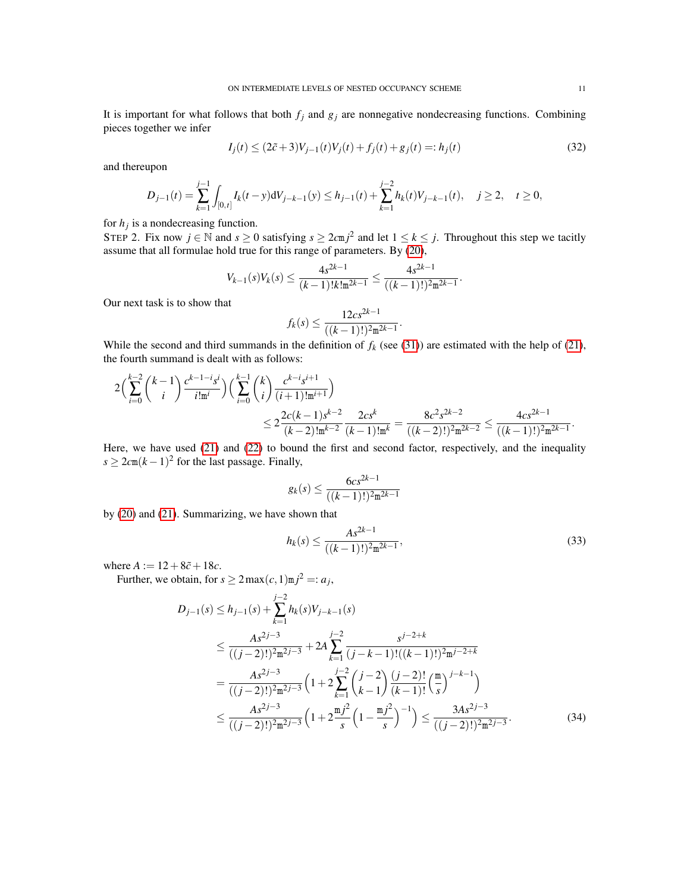It is important for what follows that both $f_j$ and $g_j$ are nonnegative nondecreasing functions. Combining pieces together we infer

$$I_j(t) \le (2\tilde{c}+3)V_{j-1}(t)V_j(t) + f_j(t) + g_j(t) =: h_j(t) \tag{32}$$

and thereupon

$$D_{j-1}(t) = \sum_{k=1}^{j-1} \int_{[0,t]} I_k(t-y)\mathrm{d}V_{j-k-1}(y) \le h_{j-1}(t) + \sum_{k=1}^{j-2} h_k(t)V_{j-k-1}(t), \quad j \ge 2, \quad t \ge 0,$$

for $h_j$ is a nondecreasing function.

STEP 2. Fix now $j \in \mathbb{N}$ and $s \ge 0$ satisfying $s \ge 2c\mathtt{m}j^2$ and let $1 \le k \le j$. Throughout this step we tacitly assume that all formulae hold true for this range of parameters. By (20),

$$V_{k-1}(s)V_k(s) \le \frac{4s^{2k-1}}{(k-1)!k!\mathtt{m}^{2k-1}} \le \frac{4s^{2k-1}}{((k-1)!)^2\mathtt{m}^{2k-1}}.$$

Our next task is to show that

$$f_k(s) \le \frac{12cs^{2k-1}}{((k-1)!)^2\mathtt{m}^{2k-1}}.$$

While the second and third summands in the definition of $f_k$ (see (31)) are estimated with the help of (21), the fourth summand is dealt with as follows:

$$\begin{aligned}
2\Big(\sum_{i=0}^{k-2}\binom{k-1}{i}\frac{c^{k-1-i}s^i}{i!\mathtt{m}^i}\Big)\Big(\sum_{i=0}^{k-1}\binom{k}{i}\frac{c^{k-i}s^{i+1}}{(i+1)!\mathtt{m}^{i+1}}\Big)& \\
\le 2\frac{2c(k-1)s^{k-2}}{(k-2)!\mathtt{m}^{k-2}}\frac{2cs^k}{(k-1)!\mathtt{m}^k} = \frac{8c^2s^{2k-2}}{((k-2)!)^2\mathtt{m}^{2k-2}} &\le \frac{4cs^{2k-1}}{((k-1)!)^2\mathtt{m}^{2k-1}}.
\end{aligned}$$

Here, we have used (21) and (22) to bound the first and second factor, respectively, and the inequality $s \ge 2c\mathtt{m}(k-1)^2$ for the last passage. Finally,

$$g_k(s) \le \frac{6cs^{2k-1}}{((k-1)!)^2\mathtt{m}^{2k-1}}$$

by (20) and (21). Summarizing, we have shown that

$$h_k(s) \le \frac{As^{2k-1}}{((k-1)!)^2\mathtt{m}^{2k-1}}, \tag{33}$$

where $A := 12 + 8\tilde{c} + 18c$.

Further, we obtain, for $s \ge 2\max(c,1)\mathtt{m}j^2 =: a_j$,

$$\begin{aligned}
D_{j-1}(s) &\le h_{j-1}(s) + \sum_{k=1}^{j-2} h_k(s)V_{j-k-1}(s) \\
&\le \frac{As^{2j-3}}{((j-2)!)^2\mathtt{m}^{2j-3}} + 2A\sum_{k=1}^{j-2}\frac{s^{j-2+k}}{(j-k-1)!((k-1)!)^2\mathtt{m}^{j-2+k}} \\
&= \frac{As^{2j-3}}{((j-2)!)^2\mathtt{m}^{2j-3}}\Big(1 + 2\sum_{k=1}^{j-2}\binom{j-2}{k-1}\frac{(j-2)!}{(k-1)!}\Big(\frac{\mathtt{m}}{s}\Big)^{j-k-1}\Big) \\
&\le \frac{As^{2j-3}}{((j-2)!)^2\mathtt{m}^{2j-3}}\Big(1 + 2\frac{\mathtt{m}j^2}{s}\Big(1 - \frac{\mathtt{m}j^2}{s}\Big)^{-1}\Big) \le \frac{3As^{2j-3}}{((j-2)!)^2\mathtt{m}^{2j-3}}.
\end{aligned} \tag{34}$$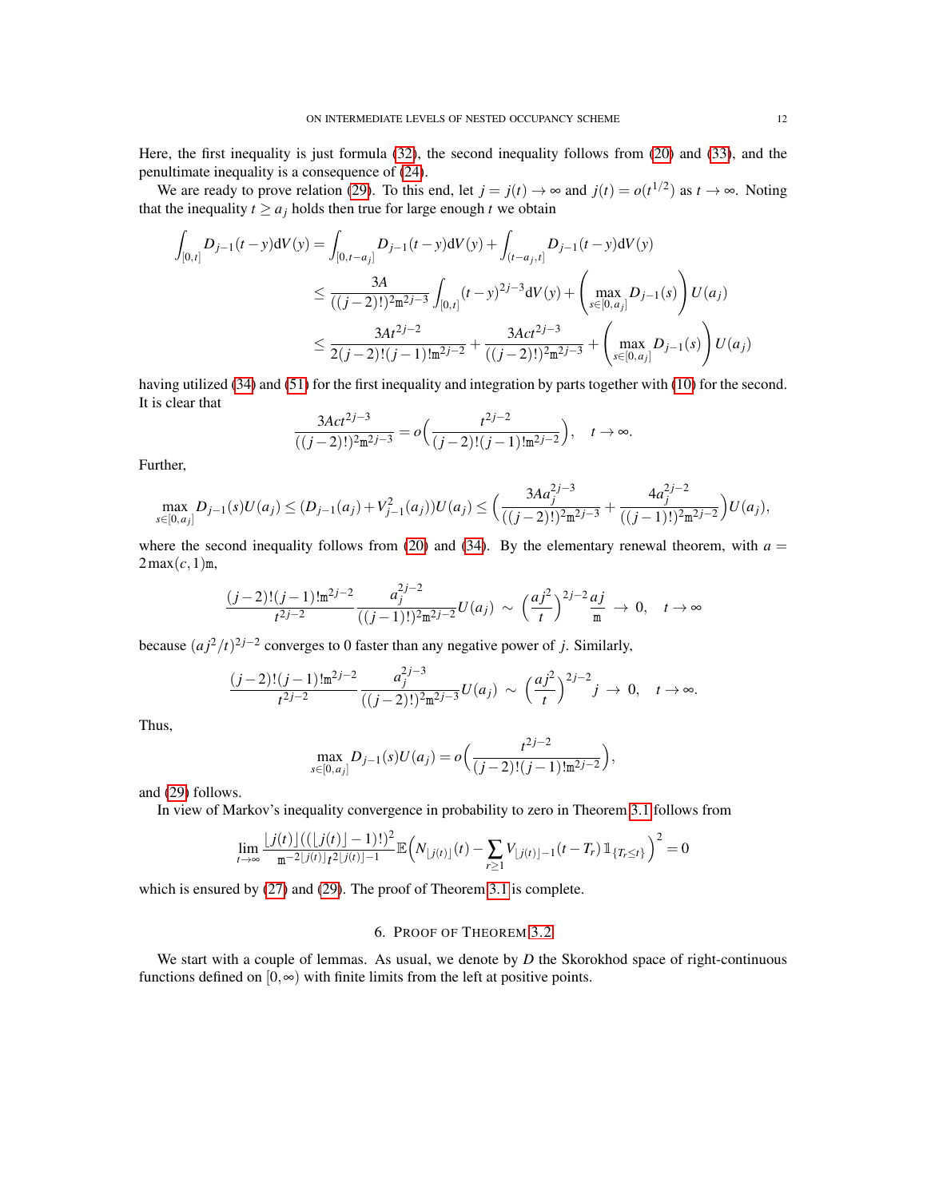Here, the first inequality is just formula (32), the second inequality follows from (20) and (33), and the penultimate inequality is a consequence of (24).

We are ready to prove relation (29). To this end, let $j = j(t) \to \infty$ and $j(t) = o(t^{1/2})$ as $t \to \infty$. Noting that the inequality $t \geq a_j$ holds then true for large enough $t$ we obtain

$$\begin{aligned}
\int_{[0,t]} D_{j-1}(t-y)\mathrm{d}V(y) &= \int_{[0,t-a_j]} D_{j-1}(t-y)\mathrm{d}V(y) + \int_{(t-a_j,t]} D_{j-1}(t-y)\mathrm{d}V(y) \\
&\leq \frac{3A}{((j-2)!)^2 \mathtt{m}^{2j-3}} \int_{[0,t]} (t-y)^{2j-3}\mathrm{d}V(y) + \Big(\max_{s\in[0,a_j]} D_{j-1}(s)\Big) U(a_j) \\
&\leq \frac{3At^{2j-2}}{2(j-2)!(j-1)!\mathtt{m}^{2j-2}} + \frac{3Act^{2j-3}}{((j-2)!)^2\mathtt{m}^{2j-3}} + \Big(\max_{s\in[0,a_j]} D_{j-1}(s)\Big) U(a_j)
\end{aligned}$$

having utilized (34) and (51) for the first inequality and integration by parts together with (10) for the second. It is clear that

$$\frac{3Act^{2j-3}}{((j-2)!)^2\mathtt{m}^{2j-3}} = o\Big(\frac{t^{2j-2}}{(j-2)!(j-1)!\mathtt{m}^{2j-2}}\Big), \quad t \to \infty.$$

Further,

$$\max_{s\in[0,a_j]} D_{j-1}(s)U(a_j) \leq (D_{j-1}(a_j) + V_{j-1}^2(a_j))U(a_j) \leq \Big(\frac{3Aa_j^{2j-3}}{((j-2)!)^2\mathtt{m}^{2j-3}} + \frac{4a_j^{2j-2}}{((j-1)!)^2\mathtt{m}^{2j-2}}\Big)U(a_j),$$

where the second inequality follows from (20) and (34). By the elementary renewal theorem, with $a = 2\max(c,1)\mathtt{m}$,

$$\frac{(j-2)!(j-1)!\mathtt{m}^{2j-2}}{t^{2j-2}} \frac{a_j^{2j-2}}{((j-1)!)^2\mathtt{m}^{2j-2}} U(a_j) \sim \Big(\frac{aj^2}{t}\Big)^{2j-2} \frac{aj}{\mathtt{m}} \to 0, \quad t \to \infty$$

because $(aj^2/t)^{2j-2}$ converges to 0 faster than any negative power of $j$. Similarly,

$$\frac{(j-2)!(j-1)!\mathtt{m}^{2j-2}}{t^{2j-2}} \frac{a_j^{2j-3}}{((j-2)!)^2\mathtt{m}^{2j-3}} U(a_j) \sim \Big(\frac{aj^2}{t}\Big)^{2j-2} j \to 0, \quad t \to \infty.$$

Thus,

$$\max_{s\in[0,a_j]} D_{j-1}(s)U(a_j) = o\Big(\frac{t^{2j-2}}{(j-2)!(j-1)!\mathtt{m}^{2j-2}}\Big),$$

and (29) follows.

In view of Markov's inequality convergence in probability to zero in Theorem 3.1 follows from

$$\lim_{t\to\infty} \frac{\lfloor j(t)\rfloor ((\lfloor j(t)\rfloor - 1)!)^2}{\mathtt{m}^{-2\lfloor j(t)\rfloor} t^{2\lfloor j(t)\rfloor - 1}} \mathbb{E}\Big(N_{\lfloor j(t)\rfloor}(t) - \sum_{r\geq 1} V_{\lfloor j(t)\rfloor - 1}(t-T_r)\mathbb{1}_{\{T_r\leq t\}}\Big)^2 = 0$$

which is ensured by (27) and (29). The proof of Theorem 3.1 is complete.

## 6. Proof of Theorem 3.2

We start with a couple of lemmas. As usual, we denote by $D$ the Skorokhod space of right-continuous functions defined on $[0,\infty)$ with finite limits from the left at positive points.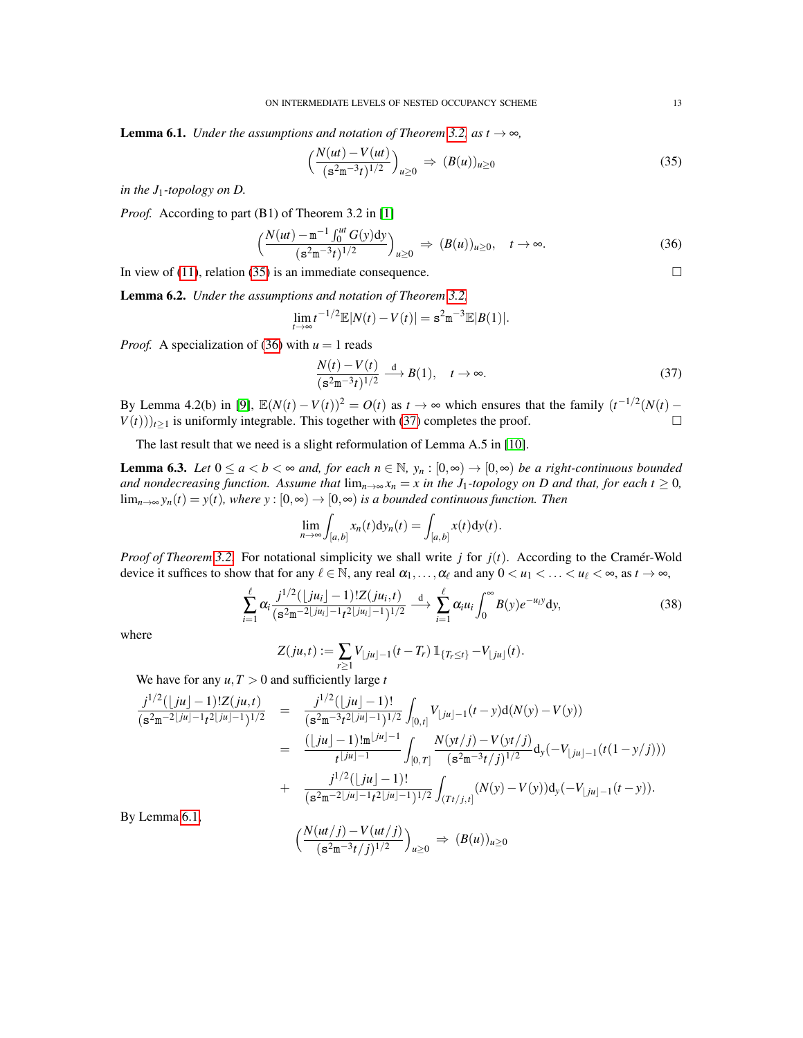**Lemma 6.1.** *Under the assumptions and notation of Theorem 3.2, as $t \to \infty$,*

$$\Big(\frac{N(ut) - V(ut)}{(\mathtt{s}^2\mathtt{m}^{-3}t)^{1/2}}\Big)_{u\geq 0} \ \Rightarrow\ (B(u))_{u\geq 0} \tag{35}$$

*in the $J_1$-topology on $D$.*

*Proof.* According to part (B1) of Theorem 3.2 in [1]

$$\Big(\frac{N(ut) - \mathtt{m}^{-1}\int_0^{ut} G(y)\mathrm{d}y}{(\mathtt{s}^2\mathtt{m}^{-3}t)^{1/2}}\Big)_{u\geq 0} \ \Rightarrow\ (B(u))_{u\geq 0}, \quad t\to\infty. \tag{36}$$

In view of (11), relation (35) is an immediate consequence. $\square$

**Lemma 6.2.** *Under the assumptions and notation of Theorem 3.2*

$$\lim_{t\to\infty} t^{-1/2}\mathbb{E}|N(t)-V(t)| = \mathtt{s}^2\mathtt{m}^{-3}\mathbb{E}|B(1)|.$$

*Proof.* A specialization of (36) with $u=1$ reads

$$\frac{N(t)-V(t)}{(\mathtt{s}^2\mathtt{m}^{-3}t)^{1/2}} \ \stackrel{\mathrm{d}}{\longrightarrow}\ B(1), \quad t\to\infty. \tag{37}$$

By Lemma 4.2(b) in [9], $\mathbb{E}(N(t)-V(t))^2 = O(t)$ as $t\to\infty$ which ensures that the family $(t^{-1/2}(N(t)-V(t)))_{t\geq 1}$ is uniformly integrable. This together with (37) completes the proof. $\square$

The last result that we need is a slight reformulation of Lemma A.5 in [10].

**Lemma 6.3.** *Let $0\leq a<b<\infty$ and, for each $n\in\mathbb{N}$, $y_n : [0,\infty)\to[0,\infty)$ be a right-continuous bounded and nondecreasing function. Assume that $\lim_{n\to\infty} x_n = x$ in the $J_1$-topology on $D$ and that, for each $t\geq 0$, $\lim_{n\to\infty} y_n(t) = y(t)$, where $y:[0,\infty)\to[0,\infty)$ is a bounded continuous function. Then*

$$\lim_{n\to\infty}\int_{[a,b]} x_n(t)\mathrm{d}y_n(t) = \int_{[a,b]} x(t)\mathrm{d}y(t).$$

*Proof of Theorem 3.2.* For notational simplicity we shall write $j$ for $j(t)$. According to the Cramér-Wold device it suffices to show that for any $\ell\in\mathbb{N}$, any real $\alpha_1,\ldots,\alpha_\ell$ and any $0<u_1<\ldots<u_\ell<\infty$, as $t\to\infty$,

$$\sum_{i=1}^{\ell}\alpha_i\frac{j^{1/2}(\lfloor ju_i\rfloor-1)!Z(ju_i,t)}{(\mathtt{s}^2\mathtt{m}^{-2\lfloor ju_i\rfloor-1}t^{2\lfloor ju_i\rfloor-1})^{1/2}} \ \stackrel{\mathrm{d}}{\longrightarrow}\ \sum_{i=1}^{\ell}\alpha_i u_i\int_0^\infty B(y)e^{-u_iy}\mathrm{d}y, \tag{38}$$

where

$$Z(ju,t) := \sum_{r\geq 1} V_{\lfloor ju\rfloor-1}(t-T_r)\,\mathbb{1}_{\{T_r\leq t\}} - V_{\lfloor ju\rfloor}(t).$$

We have for any $u,T>0$ and sufficiently large $t$

$$\begin{aligned}
\frac{j^{1/2}(\lfloor ju\rfloor-1)!Z(ju,t)}{(\mathtt{s}^2\mathtt{m}^{-2\lfloor ju\rfloor-1}t^{2\lfloor ju\rfloor-1})^{1/2}} &= \frac{j^{1/2}(\lfloor ju\rfloor-1)!}{(\mathtt{s}^2\mathtt{m}^{-3}t^{2\lfloor ju\rfloor-1})^{1/2}}\int_{[0,t]} V_{\lfloor ju\rfloor-1}(t-y)\mathrm{d}(N(y)-V(y))\\
&= \frac{(\lfloor ju\rfloor-1)!\mathtt{m}^{\lfloor ju\rfloor-1}}{t^{\lfloor ju\rfloor-1}}\int_{[0,T]}\frac{N(yt/j)-V(yt/j)}{(\mathtt{s}^2\mathtt{m}^{-3}t/j)^{1/2}}\mathrm{d}_y(-V_{\lfloor ju\rfloor-1}(t(1-y/j)))\\
&+\ \frac{j^{1/2}(\lfloor ju\rfloor-1)!}{(\mathtt{s}^2\mathtt{m}^{-2\lfloor ju\rfloor-1}t^{2\lfloor ju\rfloor-1})^{1/2}}\int_{(Tt/j,t]}(N(y)-V(y))\mathrm{d}_y(-V_{\lfloor ju\rfloor-1}(t-y)).
\end{aligned}$$

By Lemma 6.1,

$$\Big(\frac{N(ut/j)-V(ut/j)}{(\mathtt{s}^2\mathtt{m}^{-3}t/j)^{1/2}}\Big)_{u\geq 0} \ \Rightarrow\ (B(u))_{u\geq 0}$$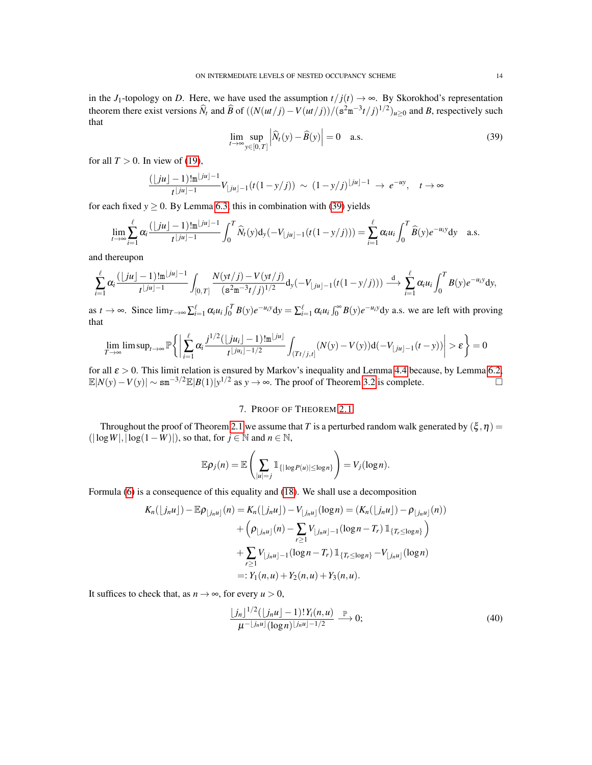in the $J_1$-topology on $D$. Here, we have used the assumption $t/j(t) \to \infty$. By Skorokhod's representation theorem there exist versions $\widehat{N}_t$ and $\widehat{B}$ of $((N(ut/j) - V(ut/j))/(\mathtt{s}^2\mathtt{m}^{-3}t/j)^{1/2})_{u\geq 0}$ and $B$, respectively such that

$$\lim_{t\to\infty} \sup_{y\in[0,T]} \left|\widehat{N}_t(y) - \widehat{B}(y)\right| = 0 \quad \text{a.s.} \tag{39}$$

for all $T > 0$. In view of (19),

$$\frac{(\lfloor ju \rfloor - 1)!\mathtt{m}^{\lfloor ju \rfloor - 1}}{t^{\lfloor ju \rfloor - 1}} V_{\lfloor ju \rfloor - 1}(t(1-y/j)) \sim (1-y/j)^{\lfloor ju \rfloor - 1} \to e^{-uy}, \quad t \to \infty$$

for each fixed $y \geq 0$. By Lemma 6.3 this in combination with (39) yields

$$\lim_{t\to\infty} \sum_{i=1}^{\ell} \alpha_i \frac{(\lfloor ju \rfloor - 1)!\mathtt{m}^{\lfloor ju \rfloor - 1}}{t^{\lfloor ju \rfloor - 1}} \int_0^T \widehat{N}_t(y) \mathrm{d}_y(-V_{\lfloor ju \rfloor - 1}(t(1-y/j))) = \sum_{i=1}^{\ell} \alpha_i u_i \int_0^T \widehat{B}(y) e^{-u_i y} \mathrm{d}y \quad \text{a.s.}$$

and thereupon

$$\sum_{i=1}^{\ell} \alpha_i \frac{(\lfloor ju \rfloor - 1)!\mathtt{m}^{\lfloor ju \rfloor - 1}}{t^{\lfloor ju \rfloor - 1}} \int_{[0,T]} \frac{N(yt/j) - V(yt/j)}{(\mathtt{s}^2\mathtt{m}^{-3}t/j)^{1/2}} \mathrm{d}_y(-V_{\lfloor ju \rfloor - 1}(t(1-y/j))) \xrightarrow{\mathrm{d}} \sum_{i=1}^{\ell} \alpha_i u_i \int_0^T B(y) e^{-u_i y} \mathrm{d}y,$$

as $t \to \infty$. Since $\lim_{T\to\infty} \sum_{i=1}^{\ell} \alpha_i u_i \int_0^T B(y) e^{-u_i y} \mathrm{d}y = \sum_{i=1}^{\ell} \alpha_i u_i \int_0^\infty B(y) e^{-u_i y} \mathrm{d}y$ a.s. we are left with proving that

$$\lim_{T\to\infty} \limsup_{t\to\infty} \mathbb{P}\left\{ \left| \sum_{i=1}^{\ell} \alpha_i \frac{j^{1/2}(\lfloor ju_i \rfloor - 1)!\mathtt{m}^{\lfloor ju \rfloor}}{t^{\lfloor ju_i \rfloor - 1/2}} \int_{(Tt/j,t]} (N(y) - V(y)) \mathrm{d}(-V_{\lfloor ju \rfloor - 1}(t-y)) \right| > \varepsilon \right\} = 0$$

for all $\varepsilon > 0$. This limit relation is ensured by Markov's inequality and Lemma 4.4 because, by Lemma 6.2, $\mathbb{E}|N(y) - V(y)| \sim \mathtt{s}\mathtt{m}^{-3/2}\mathbb{E}|B(1)|y^{1/2}$ as $y \to \infty$. The proof of Theorem 3.2 is complete. $\square$

## 7. Proof of Theorem 2.1

Throughout the proof of Theorem 2.1 we assume that $T$ is a perturbed random walk generated by $(\xi, \eta) = (|\log W|, |\log(1-W)|)$, so that, for $j \in \mathbb{N}$ and $n \in \mathbb{N}$,

$$\mathbb{E}\rho_j(n) = \mathbb{E}\left( \sum_{|u|=j} \mathbb{1}_{\{|\log P(u)| \leq \log n\}} \right) = V_j(\log n).$$

Formula (6) is a consequence of this equality and (18). We shall use a decomposition

$$\begin{aligned}
K_n(\lfloor j_n u \rfloor) - \mathbb{E}\rho_{\lfloor j_n u \rfloor}(n) &= K_n(\lfloor j_n u \rfloor) - V_{\lfloor j_n u \rfloor}(\log n) = (K_n(\lfloor j_n u \rfloor) - \rho_{\lfloor j_n u \rfloor}(n)) \\
&\quad + \left( \rho_{\lfloor j_n u \rfloor}(n) - \sum_{r\geq 1} V_{\lfloor j_n u \rfloor - 1}(\log n - T_r) \mathbb{1}_{\{T_r \leq \log n\}} \right) \\
&\quad + \sum_{r\geq 1} V_{\lfloor j_n u \rfloor - 1}(\log n - T_r) \mathbb{1}_{\{T_r \leq \log n\}} - V_{\lfloor j_n u \rfloor}(\log n) \\
&=: Y_1(n,u) + Y_2(n,u) + Y_3(n,u).
\end{aligned}$$

It suffices to check that, as $n \to \infty$, for every $u > 0$,

$$\frac{\lfloor j_n \rfloor^{1/2}(\lfloor j_n u \rfloor - 1)!\, Y_i(n,u)}{\mu^{-\lfloor j_n u \rfloor}(\log n)^{\lfloor j_n u \rfloor - 1/2}} \xrightarrow{\mathbb{P}} 0; \tag{40}$$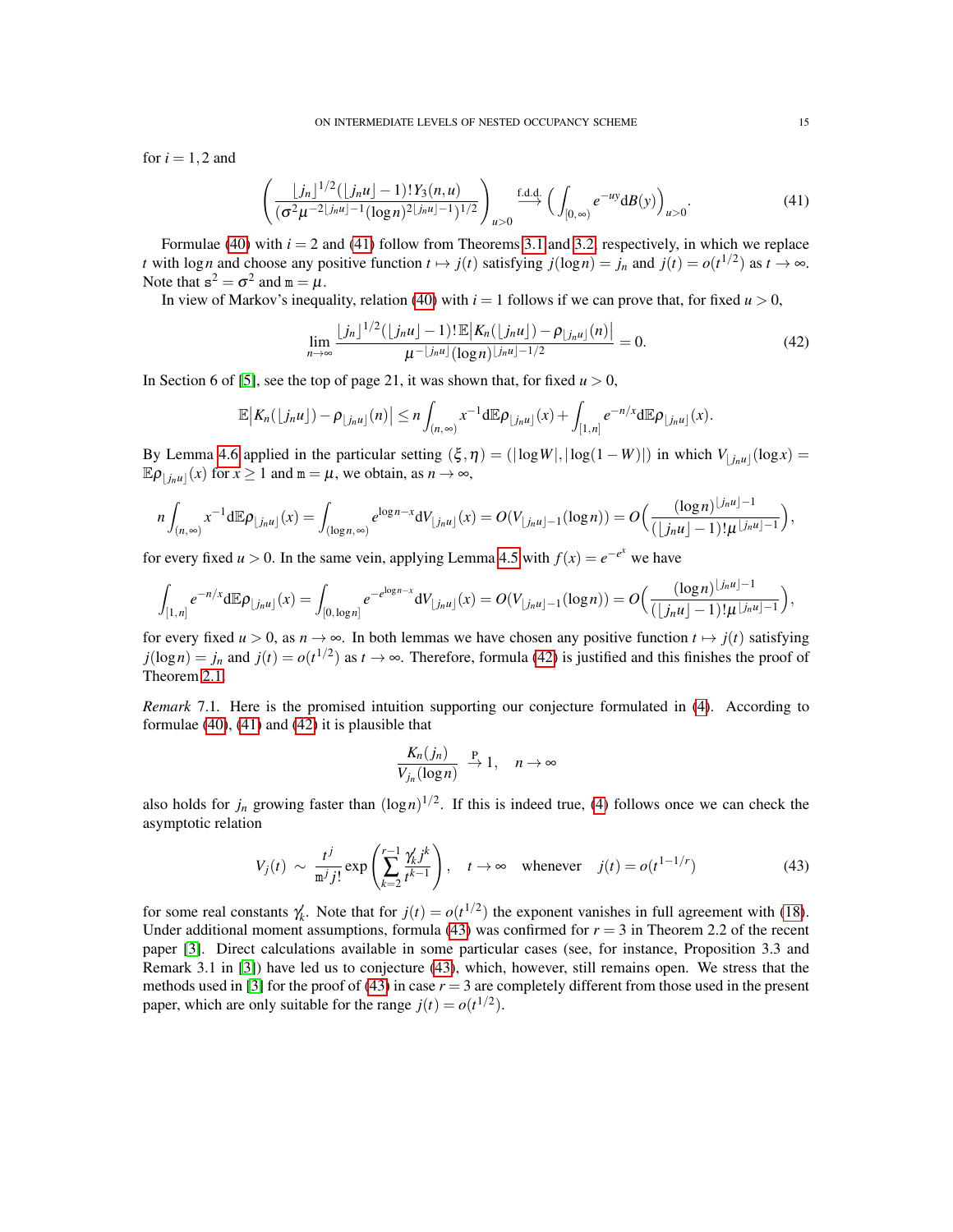for $i = 1, 2$ and

$$\left(\frac{\lfloor j_n \rfloor^{1/2}(\lfloor j_n u \rfloor - 1)! Y_3(n,u)}{(\sigma^2 \mu^{-2\lfloor j_n u \rfloor - 1} (\log n)^{2\lfloor j_n u \rfloor - 1})^{1/2}}\right)_{u>0} \overset{\text{f.d.d.}}{\longrightarrow} \Big(\int_{[0,\infty)} e^{-uy} \mathrm{d}B(y)\Big)_{u>0}. \tag{41}$$

Formulae (40) with $i = 2$ and (41) follow from Theorems 3.1 and 3.2, respectively, in which we replace $t$ with $\log n$ and choose any positive function $t \mapsto j(t)$ satisfying $j(\log n) = j_n$ and $j(t) = o(t^{1/2})$ as $t \to \infty$. Note that $\mathtt{s}^2 = \sigma^2$ and $\mathtt{m} = \mu$.

In view of Markov's inequality, relation (40) with $i = 1$ follows if we can prove that, for fixed $u > 0$,

$$\lim_{n\to\infty} \frac{\lfloor j_n \rfloor^{1/2}(\lfloor j_n u \rfloor - 1)! \mathbb{E}\big|K_n(\lfloor j_n u \rfloor) - \rho_{\lfloor j_n u \rfloor}(n)\big|}{\mu^{-\lfloor j_n u \rfloor}(\log n)^{\lfloor j_n u \rfloor - 1/2}} = 0. \tag{42}$$

In Section 6 of [5], see the top of page 21, it was shown that, for fixed $u > 0$,

$$\mathbb{E}\big|K_n(\lfloor j_n u \rfloor) - \rho_{\lfloor j_n u \rfloor}(n)\big| \le n \int_{(n,\infty)} x^{-1} \mathrm{d}\mathbb{E}\rho_{\lfloor j_n u \rfloor}(x) + \int_{[1,n]} e^{-n/x} \mathrm{d}\mathbb{E}\rho_{\lfloor j_n u \rfloor}(x).$$

By Lemma 4.6 applied in the particular setting $(\xi, \eta) = (|\log W|, |\log(1-W)|)$ in which $V_{\lfloor j_n u \rfloor}(\log x) = \mathbb{E}\rho_{\lfloor j_n u \rfloor}(x)$ for $x \ge 1$ and $\mathtt{m} = \mu$, we obtain, as $n \to \infty$,

$$n \int_{(n,\infty)} x^{-1} \mathrm{d}\mathbb{E}\rho_{\lfloor j_n u \rfloor}(x) = \int_{(\log n, \infty)} e^{\log n - x} \mathrm{d}V_{\lfloor j_n u \rfloor}(x) = O(V_{\lfloor j_n u \rfloor - 1}(\log n)) = O\Big(\frac{(\log n)^{\lfloor j_n u \rfloor - 1}}{(\lfloor j_n u \rfloor - 1)! \mu^{\lfloor j_n u \rfloor - 1}}\Big),$$

for every fixed $u > 0$. In the same vein, applying Lemma 4.5 with $f(x) = e^{-e^x}$ we have

$$\int_{[1,n]} e^{-n/x} \mathrm{d}\mathbb{E}\rho_{\lfloor j_n u \rfloor}(x) = \int_{[0,\log n]} e^{-e^{\log n - x}} \mathrm{d}V_{\lfloor j_n u \rfloor}(x) = O(V_{\lfloor j_n u \rfloor - 1}(\log n)) = O\Big(\frac{(\log n)^{\lfloor j_n u \rfloor - 1}}{(\lfloor j_n u \rfloor - 1)! \mu^{\lfloor j_n u \rfloor - 1}}\Big),$$

for every fixed $u > 0$, as $n \to \infty$. In both lemmas we have chosen any positive function $t \mapsto j(t)$ satisfying $j(\log n) = j_n$ and $j(t) = o(t^{1/2})$ as $t \to \infty$. Therefore, formula (42) is justified and this finishes the proof of Theorem 2.1.

*Remark* 7.1. Here is the promised intuition supporting our conjecture formulated in (4). According to formulae (40), (41) and (42) it is plausible that

$$\frac{K_n(j_n)}{V_{j_n}(\log n)} \overset{\mathrm{P}}{\to} 1, \quad n \to \infty$$

also holds for $j_n$ growing faster than $(\log n)^{1/2}$. If this is indeed true, (4) follows once we can check the asymptotic relation

$$V_j(t) \sim \frac{t^j}{\mathtt{m}^j j!} \exp\left(\sum_{k=2}^{r-1} \frac{\gamma_k j^k}{t^{k-1}}\right), \quad t \to \infty \quad \text{whenever} \quad j(t) = o(t^{1-1/r}) \tag{43}$$

for some real constants $\gamma_k$. Note that for $j(t) = o(t^{1/2})$ the exponent vanishes in full agreement with (18). Under additional moment assumptions, formula (43) was confirmed for $r = 3$ in Theorem 2.2 of the recent paper [3]. Direct calculations available in some particular cases (see, for instance, Proposition 3.3 and Remark 3.1 in [3]) have led us to conjecture (43), which, however, still remains open. We stress that the methods used in [3] for the proof of (43) in case $r = 3$ are completely different from those used in the present paper, which are only suitable for the range $j(t) = o(t^{1/2})$.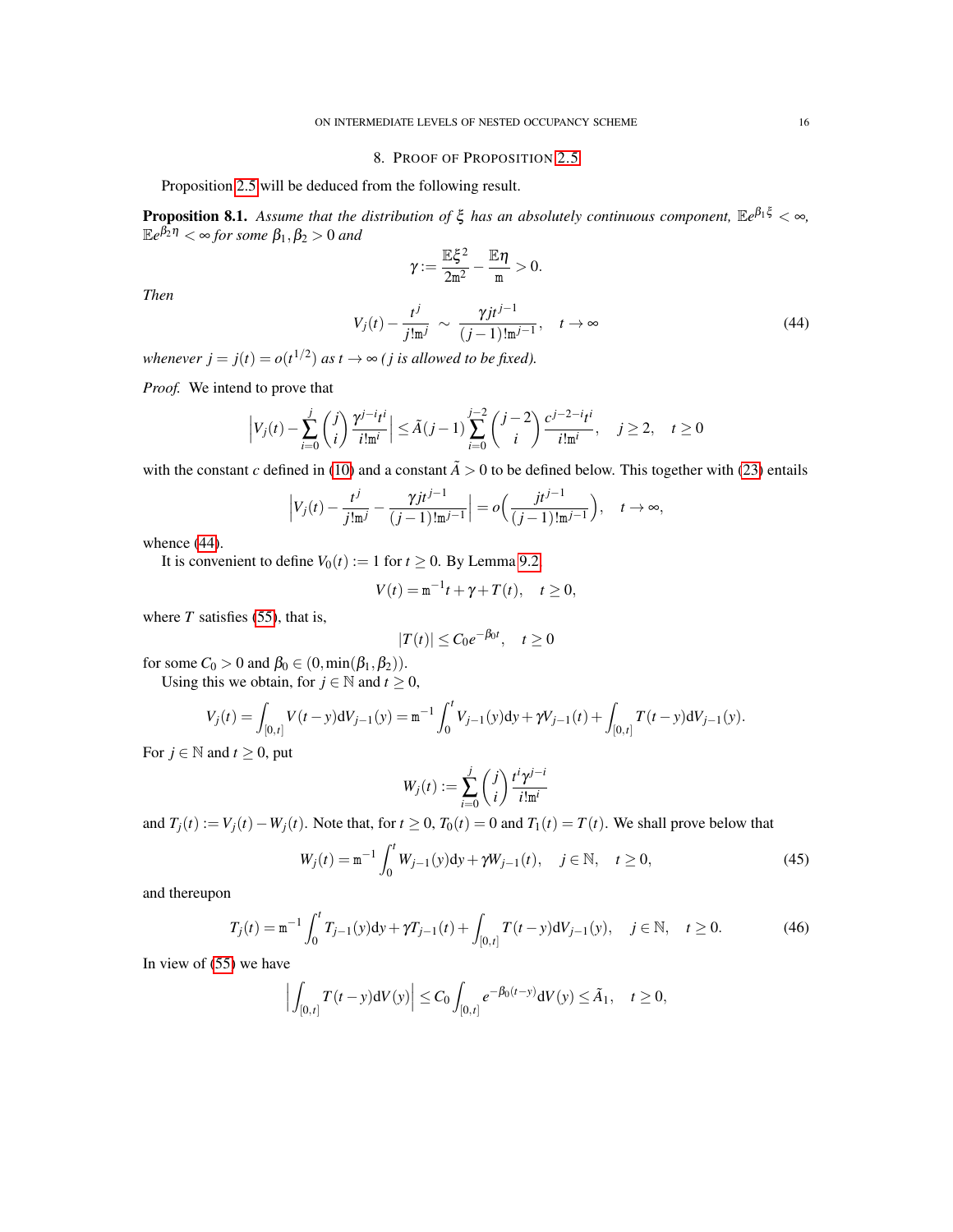## 8. Proof of Proposition 2.5

Proposition 2.5 will be deduced from the following result.

**Proposition 8.1.** *Assume that the distribution of $\xi$ has an absolutely continuous component, $\mathbb{E}e^{\beta_1\xi}<\infty$, $\mathbb{E}e^{\beta_2\eta}<\infty$ for some $\beta_1,\beta_2>0$ and*

$$\gamma:=\frac{\mathbb{E}\xi^2}{2\mathtt{m}^2}-\frac{\mathbb{E}\eta}{\mathtt{m}}>0.$$

*Then*

$$V_j(t)-\frac{t^j}{j!\mathtt{m}^j}\ \sim\ \frac{\gamma j t^{j-1}}{(j-1)!\mathtt{m}^{j-1}},\quad t\to\infty \tag{44}$$

*whenever $j=j(t)=o(t^{1/2})$ as $t\to\infty$ ($j$ is allowed to be fixed).*

*Proof.* We intend to prove that

$$\Big|V_j(t)-\sum_{i=0}^{j}\binom{j}{i}\frac{\gamma^{j-i}t^i}{i!\mathtt{m}^i}\Big|\leq \tilde{A}(j-1)\sum_{i=0}^{j-2}\binom{j-2}{i}\frac{c^{j-2-i}t^i}{i!\mathtt{m}^i},\quad j\geq 2,\quad t\geq 0$$

with the constant $c$ defined in (10) and a constant $\tilde{A}>0$ to be defined below. This together with (23) entails

$$\Big|V_j(t)-\frac{t^j}{j!\mathtt{m}^j}-\frac{\gamma j t^{j-1}}{(j-1)!\mathtt{m}^{j-1}}\Big|=o\Big(\frac{jt^{j-1}}{(j-1)!\mathtt{m}^{j-1}}\Big),\quad t\to\infty,$$

whence (44).

It is convenient to define $V_0(t):=1$ for $t\geq 0$. By Lemma 9.2,

$$V(t)=\mathtt{m}^{-1}t+\gamma+T(t),\quad t\geq 0,$$

where $T$ satisfies (55), that is,

$$|T(t)|\leq C_0e^{-\beta_0 t},\quad t\geq 0$$

for some $C_0>0$ and $\beta_0\in(0,\min(\beta_1,\beta_2))$.

Using this we obtain, for $j\in\mathbb{N}$ and $t\geq 0$,

$$V_j(t)=\int_{[0,t]}V(t-y)\mathrm{d}V_{j-1}(y)=\mathtt{m}^{-1}\int_0^t V_{j-1}(y)\mathrm{d}y+\gamma V_{j-1}(t)+\int_{[0,t]}T(t-y)\mathrm{d}V_{j-1}(y).$$

For $j\in\mathbb{N}$ and $t\geq 0$, put

$$W_j(t):=\sum_{i=0}^{j}\binom{j}{i}\frac{t^i\gamma^{j-i}}{i!\mathtt{m}^i}$$

and $T_j(t):=V_j(t)-W_j(t)$. Note that, for $t\geq 0$, $T_0(t)=0$ and $T_1(t)=T(t)$. We shall prove below that

$$W_j(t)=\mathtt{m}^{-1}\int_0^t W_{j-1}(y)\mathrm{d}y+\gamma W_{j-1}(t),\quad j\in\mathbb{N},\quad t\geq 0, \tag{45}$$

and thereupon

$$T_j(t)=\mathtt{m}^{-1}\int_0^t T_{j-1}(y)\mathrm{d}y+\gamma T_{j-1}(t)+\int_{[0,t]}T(t-y)\mathrm{d}V_{j-1}(y),\quad j\in\mathbb{N},\quad t\geq 0. \tag{46}$$

In view of (55) we have

$$\Big|\int_{[0,t]}T(t-y)\mathrm{d}V(y)\Big|\leq C_0\int_{[0,t]}e^{-\beta_0(t-y)}\mathrm{d}V(y)\leq \tilde{A}_1,\quad t\geq 0,$$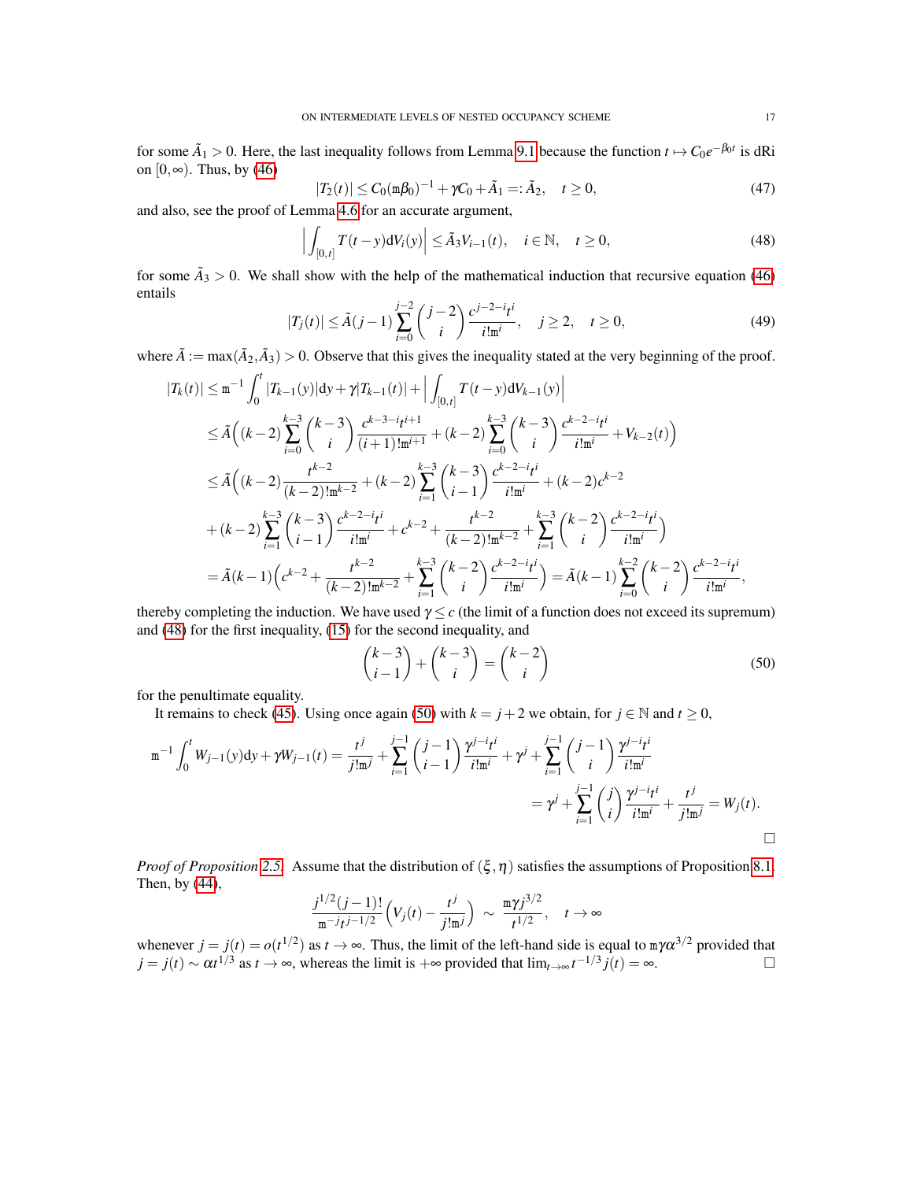for some $\tilde{A}_1 > 0$. Here, the last inequality follows from Lemma 9.1 because the function $t \mapsto C_0 e^{-\beta_0 t}$ is dRi on $[0, \infty)$. Thus, by (46)

$$|T_2(t)| \le C_0(\mathtt{m}\beta_0)^{-1} + \gamma C_0 + \tilde{A}_1 =: \tilde{A}_2, \quad t \ge 0, \tag{47}$$

and also, see the proof of Lemma 4.6 for an accurate argument,

$$\Big| \int_{[0,t]} T(t-y) \mathrm{d}V_i(y) \Big| \le \tilde{A}_3 V_{i-1}(t), \quad i \in \mathbb{N}, \quad t \ge 0, \tag{48}$$

for some $\tilde{A}_3 > 0$. We shall show with the help of the mathematical induction that recursive equation (46) entails

$$|T_j(t)| \le \tilde{A}(j-1) \sum_{i=0}^{j-2} \binom{j-2}{i} \frac{c^{j-2-i} t^i}{i! \mathtt{m}^i}, \quad j \ge 2, \quad t \ge 0, \tag{49}$$

where $\tilde{A} := \max(\tilde{A}_2, \tilde{A}_3) > 0$. Observe that this gives the inequality stated at the very beginning of the proof.

$$\begin{aligned}
|T_k(t)| &\le \mathtt{m}^{-1} \int_0^t |T_{k-1}(y)| \mathrm{d}y + \gamma |T_{k-1}(t)| + \Big| \int_{[0,t]} T(t-y) \mathrm{d}V_{k-1}(y) \Big| \\
&\le \tilde{A}\Big( (k-2) \sum_{i=0}^{k-3} \binom{k-3}{i} \frac{c^{k-3-i} t^{i+1}}{(i+1)! \mathtt{m}^{i+1}} + (k-2) \sum_{i=0}^{k-3} \binom{k-3}{i} \frac{c^{k-2-i} t^i}{i! \mathtt{m}^i} + V_{k-2}(t) \Big) \\
&\le \tilde{A}\Big( (k-2) \frac{t^{k-2}}{(k-2)! \mathtt{m}^{k-2}} + (k-2) \sum_{i=1}^{k-3} \binom{k-3}{i-1} \frac{c^{k-2-i} t^i}{i! \mathtt{m}^i} + (k-2) c^{k-2} \\
&\quad + (k-2) \sum_{i=1}^{k-3} \binom{k-3}{i-1} \frac{c^{k-2-i} t^i}{i! \mathtt{m}^i} + c^{k-2} + \frac{t^{k-2}}{(k-2)! \mathtt{m}^{k-2}} + \sum_{i=1}^{k-3} \binom{k-2}{i} \frac{c^{k-2-i} t^i}{i! \mathtt{m}^i} \Big) \\
&= \tilde{A}(k-1) \Big( c^{k-2} + \frac{t^{k-2}}{(k-2)! \mathtt{m}^{k-2}} + \sum_{i=1}^{k-3} \binom{k-2}{i} \frac{c^{k-2-i} t^i}{i! \mathtt{m}^i} \Big) = \tilde{A}(k-1) \sum_{i=0}^{k-2} \binom{k-2}{i} \frac{c^{k-2-i} t^i}{i! \mathtt{m}^i},
\end{aligned}$$

thereby completing the induction. We have used $\gamma \le c$ (the limit of a function does not exceed its supremum) and (48) for the first inequality, (15) for the second inequality, and

$$\binom{k-3}{i-1} + \binom{k-3}{i} = \binom{k-2}{i} \tag{50}$$

for the penultimate equality.

It remains to check (45). Using once again (50) with $k = j+2$ we obtain, for $j \in \mathbb{N}$ and $t \ge 0$,

$$\begin{aligned}
\mathtt{m}^{-1} \int_0^t W_{j-1}(y) \mathrm{d}y + \gamma W_{j-1}(t) &= \frac{t^j}{j! \mathtt{m}^j} + \sum_{i=1}^{j-1} \binom{j-1}{i-1} \frac{\gamma^{j-i} t^i}{i! \mathtt{m}^i} + \gamma^j + \sum_{i=1}^{j-1} \binom{j-1}{i} \frac{\gamma^{j-i} t^i}{i! \mathtt{m}^i} \\
&= \gamma^j + \sum_{i=1}^{j-1} \binom{j}{i} \frac{\gamma^{j-i} t^i}{i! \mathtt{m}^i} + \frac{t^j}{j! \mathtt{m}^j} = W_j(t).
\end{aligned}$$

□

*Proof of Proposition 2.5.* Assume that the distribution of $(\xi, \eta)$ satisfies the assumptions of Proposition 8.1. Then, by (44),

$$\frac{j^{1/2}(j-1)!}{\mathtt{m}^{-j} t^{j-1/2}} \Big( V_j(t) - \frac{t^j}{j! \mathtt{m}^j} \Big) \sim \frac{\mathtt{m} \gamma j^{3/2}}{t^{1/2}}, \quad t \to \infty$$

whenever $j = j(t) = o(t^{1/2})$ as $t \to \infty$. Thus, the limit of the left-hand side is equal to $\mathtt{m}\gamma\alpha^{3/2}$ provided that $j = j(t) \sim \alpha t^{1/3}$ as $t \to \infty$, whereas the limit is $+\infty$ provided that $\lim_{t \to \infty} t^{-1/3} j(t) = \infty$. □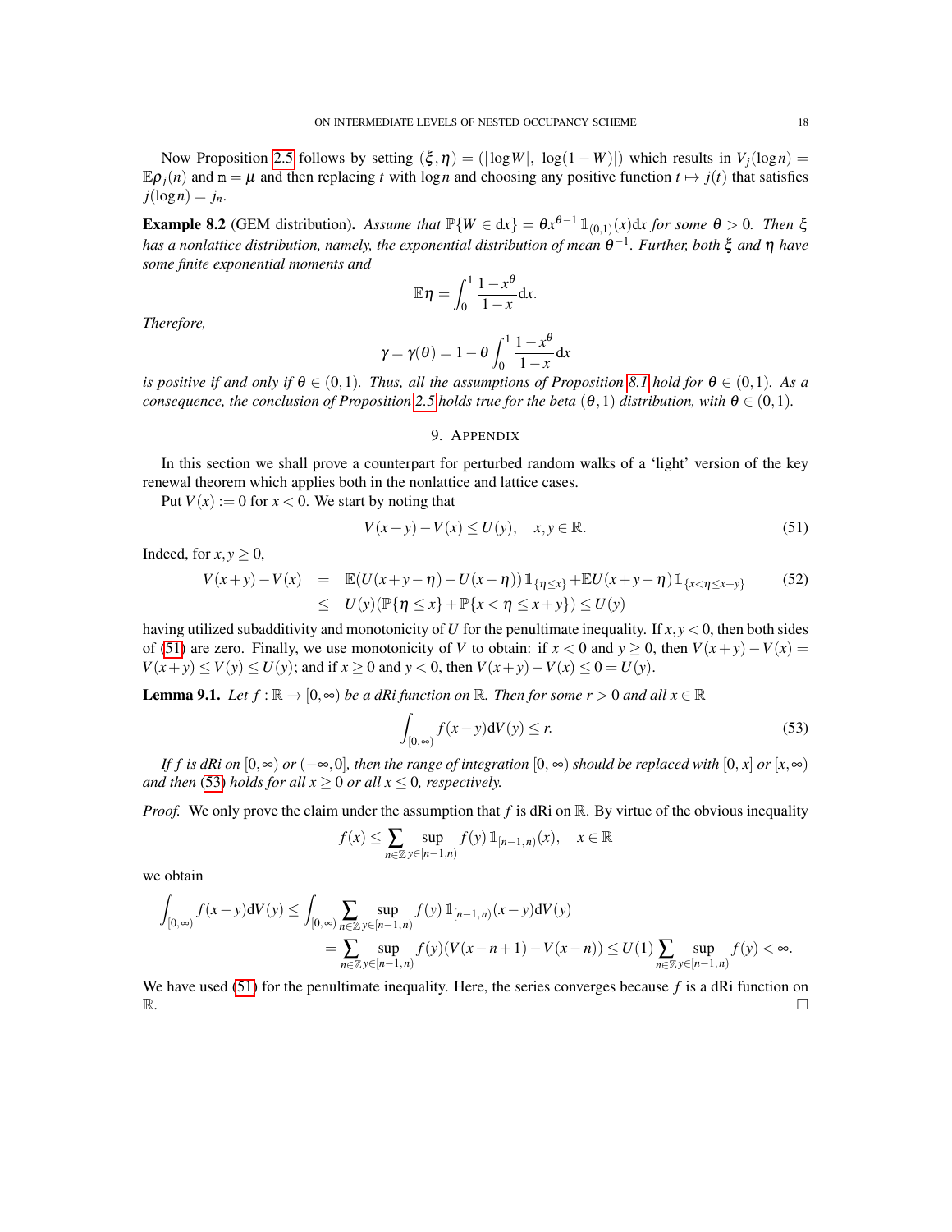Now Proposition 2.5 follows by setting $(\xi, \eta) = (|\log W|, |\log(1-W)|)$ which results in $V_j(\log n) = \mathbb{E}\rho_j(n)$ and $\mathtt{m} = \mu$ and then replacing $t$ with $\log n$ and choosing any positive function $t \mapsto j(t)$ that satisfies $j(\log n) = j_n$.

**Example 8.2** (GEM distribution)**.** *Assume that $\mathbb{P}\{W \in \mathrm{d}x\} = \theta x^{\theta-1} \mathbb{1}_{(0,1)}(x)\mathrm{d}x$ for some $\theta > 0$. Then $\xi$ has a nonlattice distribution, namely, the exponential distribution of mean $\theta^{-1}$. Further, both $\xi$ and $\eta$ have some finite exponential moments and*

$$\mathbb{E}\eta = \int_0^1 \frac{1-x^\theta}{1-x}\mathrm{d}x.$$

*Therefore,*

$$\gamma = \gamma(\theta) = 1 - \theta \int_0^1 \frac{1-x^\theta}{1-x}\mathrm{d}x$$

*is positive if and only if $\theta \in (0,1)$. Thus, all the assumptions of Proposition 8.1 hold for $\theta \in (0,1)$. As a consequence, the conclusion of Proposition 2.5 holds true for the beta $(\theta, 1)$ distribution, with $\theta \in (0,1)$.*

## 9. Appendix

In this section we shall prove a counterpart for perturbed random walks of a 'light' version of the key renewal theorem which applies both in the nonlattice and lattice cases.

Put $V(x) := 0$ for $x < 0$. We start by noting that

$$V(x+y) - V(x) \le U(y), \quad x, y \in \mathbb{R}. \tag{51}$$

Indeed, for $x, y \ge 0$,

$$\begin{aligned} V(x+y) - V(x) &= \mathbb{E}(U(x+y-\eta) - U(x-\eta))\mathbb{1}_{\{\eta \le x\}} + \mathbb{E}U(x+y-\eta)\mathbb{1}_{\{x<\eta\le x+y\}} \\ &\le U(y)(\mathbb{P}\{\eta \le x\} + \mathbb{P}\{x < \eta \le x+y\}) \le U(y) \end{aligned} \tag{52}$$

having utilized subadditivity and monotonicity of $U$ for the penultimate inequality. If $x, y < 0$, then both sides of (51) are zero. Finally, we use monotonicity of $V$ to obtain: if $x < 0$ and $y \ge 0$, then $V(x+y) - V(x) = V(x+y) \le V(y) \le U(y)$; and if $x \ge 0$ and $y < 0$, then $V(x+y) - V(x) \le 0 = U(y)$.

**Lemma 9.1.** *Let $f : \mathbb{R} \to [0, \infty)$ be a dRi function on $\mathbb{R}$. Then for some $r > 0$ and all $x \in \mathbb{R}$*

$$\int_{[0,\infty)} f(x-y)\mathrm{d}V(y) \le r. \tag{53}$$

*If $f$ is dRi on $[0, \infty)$ or $(-\infty, 0]$, then the range of integration $[0, \infty)$ should be replaced with $[0, x]$ or $[x, \infty)$ and then (53) holds for all $x \ge 0$ or all $x \le 0$, respectively.*

*Proof.* We only prove the claim under the assumption that $f$ is dRi on $\mathbb{R}$. By virtue of the obvious inequality

$$f(x) \le \sum_{n\in\mathbb{Z}} \sup_{y\in[n-1,n)} f(y)\mathbb{1}_{[n-1,n)}(x), \quad x \in \mathbb{R}$$

we obtain

$$\begin{aligned} \int_{[0,\infty)} f(x-y)\mathrm{d}V(y) &\le \int_{[0,\infty)} \sum_{n\in\mathbb{Z}} \sup_{y\in[n-1,n)} f(y)\mathbb{1}_{[n-1,n)}(x-y)\mathrm{d}V(y) \\ &= \sum_{n\in\mathbb{Z}} \sup_{y\in[n-1,n)} f(y)(V(x-n+1) - V(x-n)) \le U(1) \sum_{n\in\mathbb{Z}} \sup_{y\in[n-1,n)} f(y) < \infty. \end{aligned}$$

We have used (51) for the penultimate inequality. Here, the series converges because $f$ is a dRi function on $\mathbb{R}$. □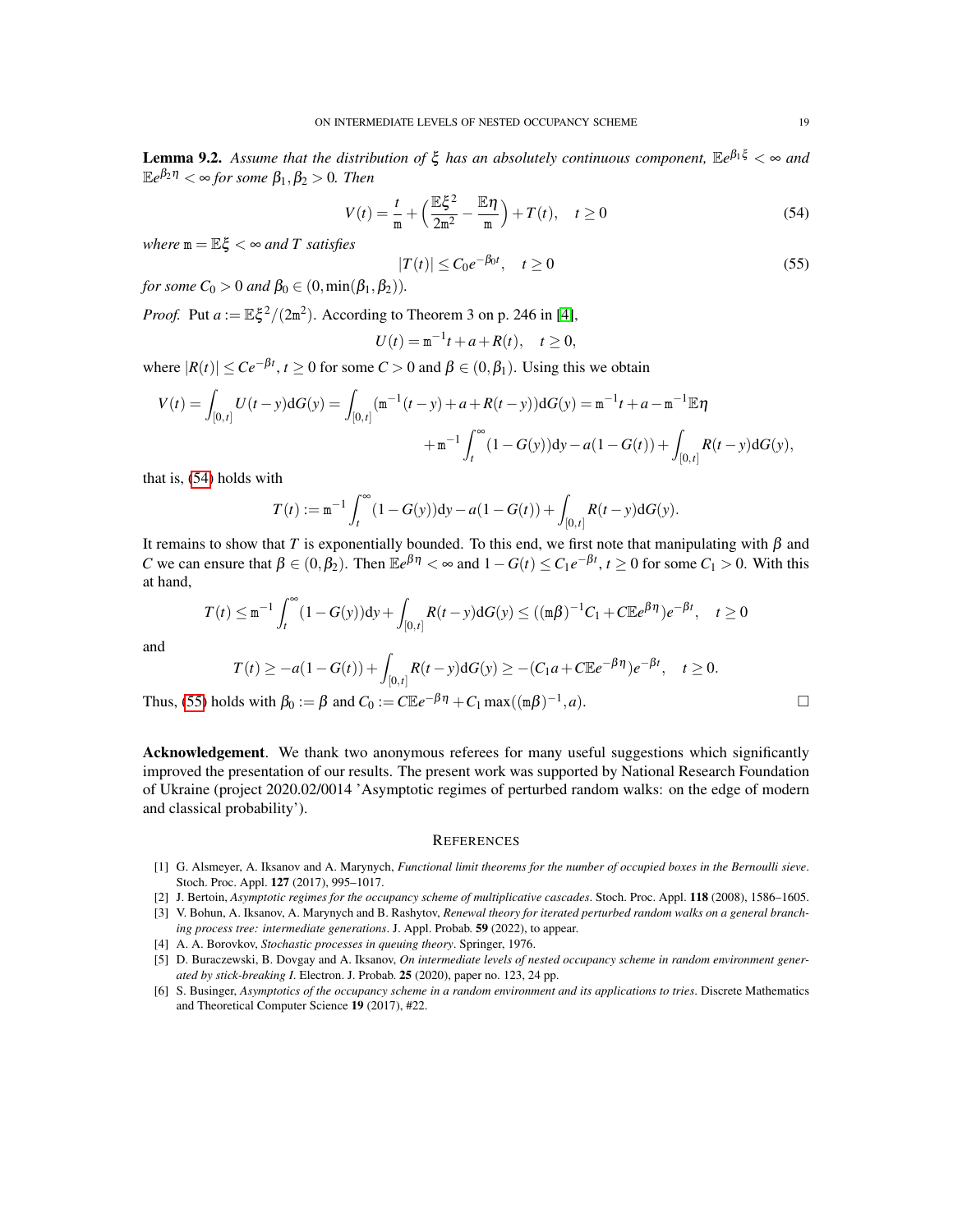**Lemma 9.2.** *Assume that the distribution of $\xi$ has an absolutely continuous component, $\mathbb{E}e^{\beta_1 \xi} < \infty$ and $\mathbb{E}e^{\beta_2 \eta} < \infty$ for some $\beta_1, \beta_2 > 0$. Then*

$$V(t) = \frac{t}{\mathtt{m}} + \Big(\frac{\mathbb{E}\xi^2}{2\mathtt{m}^2} - \frac{\mathbb{E}\eta}{\mathtt{m}}\Big) + T(t), \quad t \geq 0 \tag{54}$$

*where $\mathtt{m} = \mathbb{E}\xi < \infty$ and $T$ satisfies*

$$|T(t)| \leq C_0 e^{-\beta_0 t}, \quad t \geq 0 \tag{55}$$

*for some $C_0 > 0$ and $\beta_0 \in (0, \min(\beta_1, \beta_2))$.*

*Proof.* Put $a := \mathbb{E}\xi^2/(2\mathtt{m}^2)$. According to Theorem 3 on p. 246 in [4],

$$U(t) = \mathtt{m}^{-1} t + a + R(t), \quad t \geq 0,$$

where $|R(t)| \leq C e^{-\beta t}$, $t \geq 0$ for some $C > 0$ and $\beta \in (0, \beta_1)$. Using this we obtain

$$V(t) = \int_{[0,t]} U(t-y)\mathrm{d}G(y) = \int_{[0,t]} (\mathtt{m}^{-1}(t-y) + a + R(t-y))\mathrm{d}G(y) = \mathtt{m}^{-1}t + a - \mathtt{m}^{-1}\mathbb{E}\eta$$
$$+ \mathtt{m}^{-1}\int_t^\infty (1-G(y))\mathrm{d}y - a(1-G(t)) + \int_{[0,t]} R(t-y)\mathrm{d}G(y),$$

that is, (54) holds with

$$T(t) := \mathtt{m}^{-1}\int_t^\infty (1-G(y))\mathrm{d}y - a(1-G(t)) + \int_{[0,t]} R(t-y)\mathrm{d}G(y).$$

It remains to show that $T$ is exponentially bounded. To this end, we first note that manipulating with $\beta$ and $C$ we can ensure that $\beta \in (0, \beta_2)$. Then $\mathbb{E}e^{\beta\eta} < \infty$ and $1 - G(t) \leq C_1 e^{-\beta t}$, $t \geq 0$ for some $C_1 > 0$. With this at hand,

$$T(t) \leq \mathtt{m}^{-1}\int_t^\infty (1-G(y))\mathrm{d}y + \int_{[0,t]} R(t-y)\mathrm{d}G(y) \leq ((\mathtt{m}\beta)^{-1}C_1 + C\mathbb{E}e^{\beta\eta})e^{-\beta t}, \quad t \geq 0$$

and

$$T(t) \geq -a(1-G(t)) + \int_{[0,t]} R(t-y)\mathrm{d}G(y) \geq -(C_1 a + C\mathbb{E}e^{-\beta\eta})e^{-\beta t}, \quad t \geq 0.$$

Thus, (55) holds with $\beta_0 := \beta$ and $C_0 := C\mathbb{E}e^{-\beta\eta} + C_1 \max((\mathtt{m}\beta)^{-1}, a)$. $\square$

**Acknowledgement**. We thank two anonymous referees for many useful suggestions which significantly improved the presentation of our results. The present work was supported by National Research Foundation of Ukraine (project 2020.02/0014 'Asymptotic regimes of perturbed random walks: on the edge of modern and classical probability').

## References

[1] G. Alsmeyer, A. Iksanov and A. Marynych, *Functional limit theorems for the number of occupied boxes in the Bernoulli sieve*. Stoch. Proc. Appl. **127** (2017), 995–1017.

[2] J. Bertoin, *Asymptotic regimes for the occupancy scheme of multiplicative cascades*. Stoch. Proc. Appl. **118** (2008), 1586–1605.

[3] V. Bohun, A. Iksanov, A. Marynych and B. Rashytov, *Renewal theory for iterated perturbed random walks on a general branching process tree: intermediate generations*. J. Appl. Probab. **59** (2022), to appear.

[4] A. A. Borovkov, *Stochastic processes in queuing theory*. Springer, 1976.

[5] D. Buraczewski, B. Dovgay and A. Iksanov, *On intermediate levels of nested occupancy scheme in random environment generated by stick-breaking I*. Electron. J. Probab. **25** (2020), paper no. 123, 24 pp.

[6] S. Businger, *Asymptotics of the occupancy scheme in a random environment and its applications to tries*. Discrete Mathematics and Theoretical Computer Science **19** (2017), #22.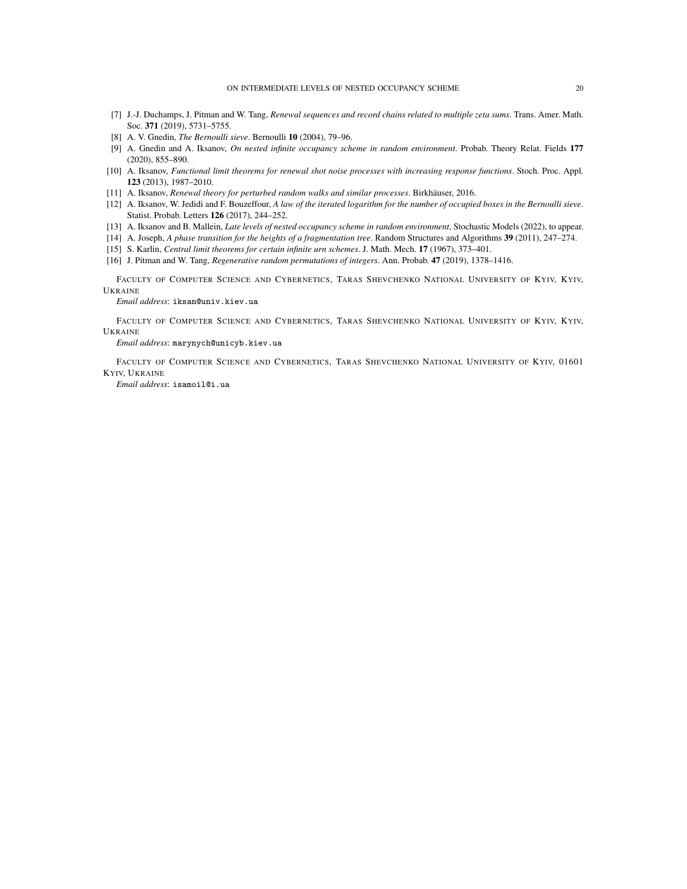[7] J.-J. Duchamps, J. Pitman and W. Tang, *Renewal sequences and record chains related to multiple zeta sums*. Trans. Amer. Math. Soc. **371** (2019), 5731–5755.

[8] A. V. Gnedin, *The Bernoulli sieve*. Bernoulli **10** (2004), 79–96.

[9] A. Gnedin and A. Iksanov, *On nested infinite occupancy scheme in random environment*. Probab. Theory Relat. Fields **177** (2020), 855–890.

[10] A. Iksanov, *Functional limit theorems for renewal shot noise processes with increasing response functions*. Stoch. Proc. Appl. **123** (2013), 1987–2010.

[11] A. Iksanov, *Renewal theory for perturbed random walks and similar processes*. Birkhäuser, 2016.

[12] A. Iksanov, W. Jedidi and F. Bouzeffour, *A law of the iterated logarithm for the number of occupied boxes in the Bernoulli sieve*. Statist. Probab. Letters **126** (2017), 244–252.

[13] A. Iksanov and B. Mallein, *Late levels of nested occupancy scheme in random environment*, Stochastic Models (2022), to appear.

[14] A. Joseph, *A phase transition for the heights of a fragmentation tree*. Random Structures and Algorithms **39** (2011), 247–274.

[15] S. Karlin, *Central limit theorems for certain infinite urn schemes*. J. Math. Mech. **17** (1967), 373–401.

[16] J. Pitman and W. Tang, *Regenerative random permutations of integers*. Ann. Probab. **47** (2019), 1378–1416.

Faculty of Computer Science and Cybernetics, Taras Shevchenko National University of Kyiv, Kyiv, Ukraine

*Email address*: iksan@univ.kiev.ua

Faculty of Computer Science and Cybernetics, Taras Shevchenko National University of Kyiv, Kyiv, Ukraine

*Email address*: marynych@unicyb.kiev.ua

Faculty of Computer Science and Cybernetics, Taras Shevchenko National University of Kyiv, 01601 Kyiv, Ukraine

*Email address*: isamoil@i.ua